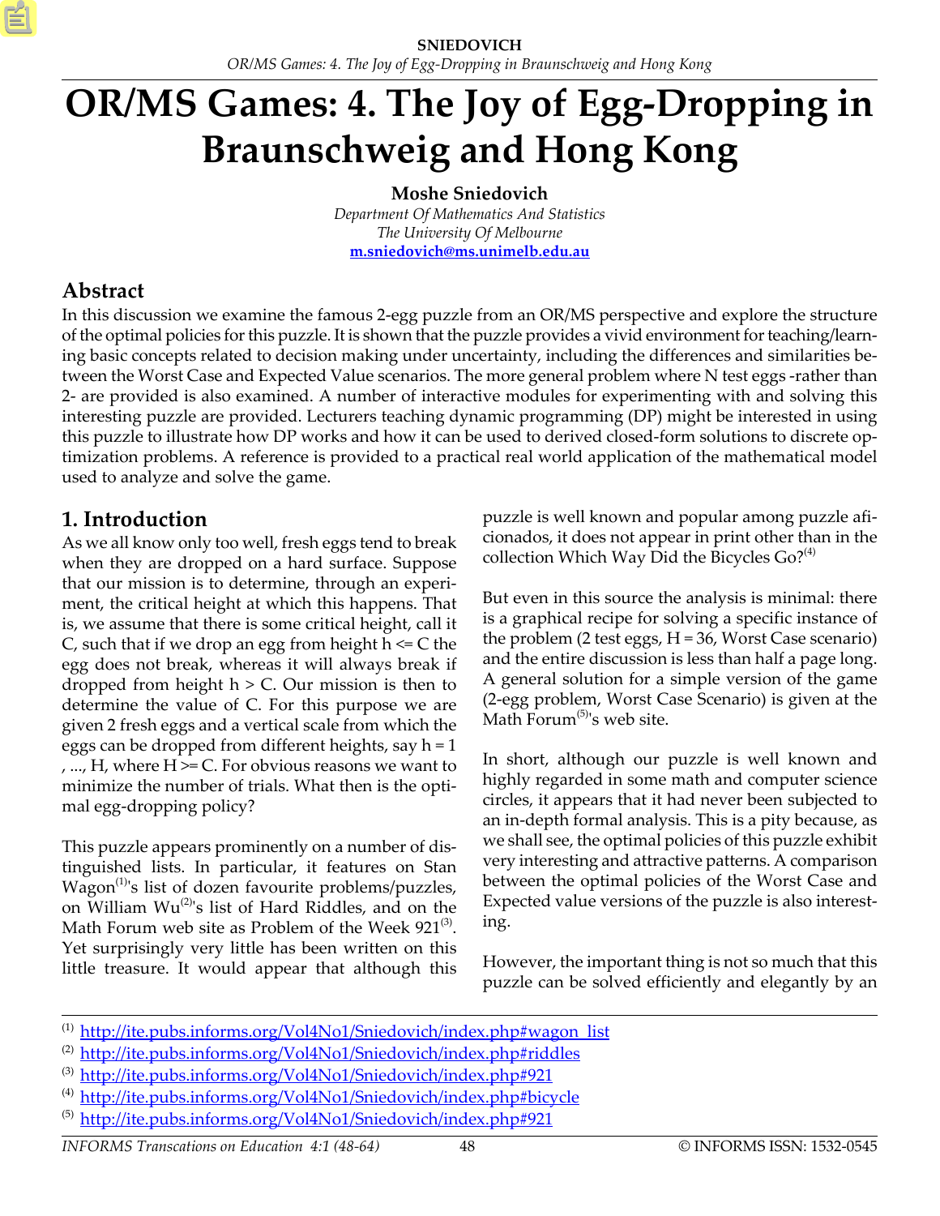# OR/MS Games: 4. The Joy of Egg-Dropping in Braunschweig and Hong Kong

**Moshe Sniedovich**

*Department Of Mathematics And Statistics*
*The University Of Melbourne*
m.sniedovich@ms.unimelb.edu.au

## Abstract

In this discussion we examine the famous 2-egg puzzle from an OR/MS perspective and explore the structure of the optimal policies for this puzzle. It is shown that the puzzle provides a vivid environment for teaching/learning basic concepts related to decision making under uncertainty, including the differences and similarities between the Worst Case and Expected Value scenarios. The more general problem where N test eggs -rather than 2- are provided is also examined. A number of interactive modules for experimenting with and solving this interesting puzzle are provided. Lecturers teaching dynamic programming (DP) might be interested in using this puzzle to illustrate how DP works and how it can be used to derived closed-form solutions to discrete optimization problems. A reference is provided to a practical real world application of the mathematical model used to analyze and solve the game.

## 1. Introduction

As we all know only too well, fresh eggs tend to break when they are dropped on a hard surface. Suppose that our mission is to determine, through an experiment, the critical height at which this happens. That is, we assume that there is some critical height, call it C, such that if we drop an egg from height h <= C the egg does not break, whereas it will always break if dropped from height h > C. Our mission is then to determine the value of C. For this purpose we are given 2 fresh eggs and a vertical scale from which the eggs can be dropped from different heights, say h = 1 , ..., H, where H >= C. For obvious reasons we want to minimize the number of trials. What then is the optimal egg-dropping policy?

This puzzle appears prominently on a number of distinguished lists. In particular, it features on Stan Wagon[(1)]'s list of dozen favourite problems/puzzles, on William Wu[(2)]'s list of Hard Riddles, and on the Math Forum web site as Problem of the Week 921[(3)]. Yet surprisingly very little has been written on this little treasure. It would appear that although this puzzle is well known and popular among puzzle aficionados, it does not appear in print other than in the collection Which Way Did the Bicycles Go?[(4)]

But even in this source the analysis is minimal: there is a graphical recipe for solving a specific instance of the problem (2 test eggs, H = 36, Worst Case scenario) and the entire discussion is less than half a page long. A general solution for a simple version of the game (2-egg problem, Worst Case Scenario) is given at the Math Forum[(5)]'s web site.

In short, although our puzzle is well known and highly regarded in some math and computer science circles, it appears that it had never been subjected to an in-depth formal analysis. This is a pity because, as we shall see, the optimal policies of this puzzle exhibit very interesting and attractive patterns. A comparison between the optimal policies of the Worst Case and Expected value versions of the puzzle is also interesting.

However, the important thing is not so much that this puzzle can be solved efficiently and elegantly by an

---

(1) http://ite.pubs.informs.org/Vol4No1/Sniedovich/index.php#wagon_list
(2) http://ite.pubs.informs.org/Vol4No1/Sniedovich/index.php#riddles
(3) http://ite.pubs.informs.org/Vol4No1/Sniedovich/index.php#921
(4) http://ite.pubs.informs.org/Vol4No1/Sniedovich/index.php#bicycle
(5) http://ite.pubs.informs.org/Vol4No1/Sniedovich/index.php#921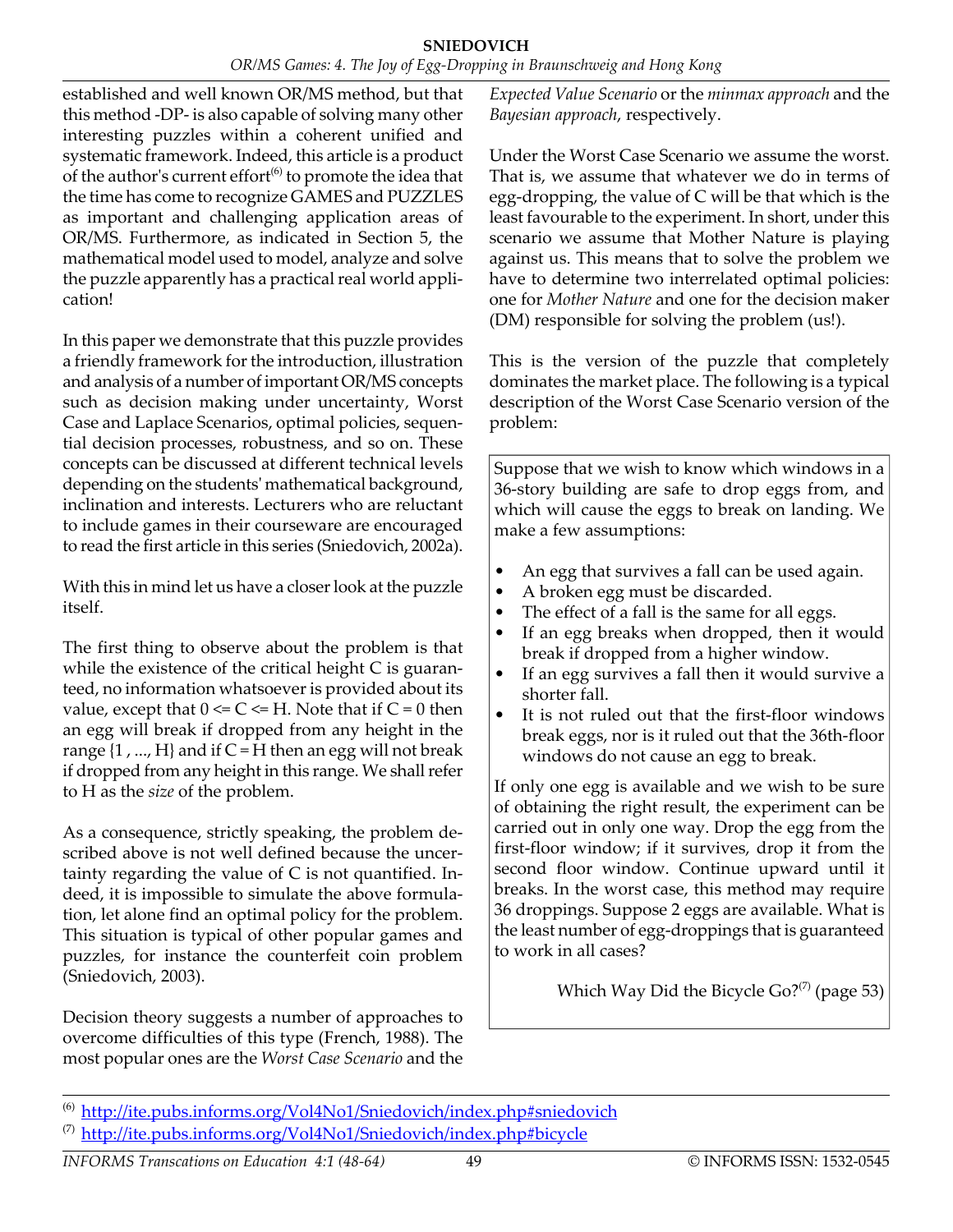established and well known OR/MS method, but that this method -DP- is also capable of solving many other interesting puzzles within a coherent unified and systematic framework. Indeed, this article is a product of the author's current effort[6] to promote the idea that the time has come to recognize GAMES and PUZZLES as important and challenging application areas of OR/MS. Furthermore, as indicated in Section 5, the mathematical model used to model, analyze and solve the puzzle apparently has a practical real world application!

In this paper we demonstrate that this puzzle provides a friendly framework for the introduction, illustration and analysis of a number of important OR/MS concepts such as decision making under uncertainty, Worst Case and Laplace Scenarios, optimal policies, sequential decision processes, robustness, and so on. These concepts can be discussed at different technical levels depending on the students' mathematical background, inclination and interests. Lecturers who are reluctant to include games in their courseware are encouraged to read the first article in this series (Sniedovich, 2002a).

With this in mind let us have a closer look at the puzzle itself.

The first thing to observe about the problem is that while the existence of the critical height C is guaranteed, no information whatsoever is provided about its value, except that $0 \le C \le H$. Note that if $C = 0$ then an egg will break if dropped from any height in the range $\{1, ..., H\}$ and if $C = H$ then an egg will not break if dropped from any height in this range. We shall refer to H as the *size* of the problem.

As a consequence, strictly speaking, the problem described above is not well defined because the uncertainty regarding the value of C is not quantified. Indeed, it is impossible to simulate the above formulation, let alone find an optimal policy for the problem. This situation is typical of other popular games and puzzles, for instance the counterfeit coin problem (Sniedovich, 2003).

Decision theory suggests a number of approaches to overcome difficulties of this type (French, 1988). The most popular ones are the *Worst Case Scenario* and the *Expected Value Scenario* or the *minmax approach* and the *Bayesian approach*, respectively.

Under the Worst Case Scenario we assume the worst. That is, we assume that whatever we do in terms of egg-dropping, the value of C will be that which is the least favourable to the experiment. In short, under this scenario we assume that Mother Nature is playing against us. This means that to solve the problem we have to determine two interrelated optimal policies: one for *Mother Nature* and one for the decision maker (DM) responsible for solving the problem (us!).

This is the version of the puzzle that completely dominates the market place. The following is a typical description of the Worst Case Scenario version of the problem:

> Suppose that we wish to know which windows in a 36-story building are safe to drop eggs from, and which will cause the eggs to break on landing. We make a few assumptions:
>
> - An egg that survives a fall can be used again.
> - A broken egg must be discarded.
> - The effect of a fall is the same for all eggs.
> - If an egg breaks when dropped, then it would break if dropped from a higher window.
> - If an egg survives a fall then it would survive a shorter fall.
> - It is not ruled out that the first-floor windows break eggs, nor is it ruled out that the 36th-floor windows do not cause an egg to break.
>
> If only one egg is available and we wish to be sure of obtaining the right result, the experiment can be carried out in only one way. Drop the egg from the first-floor window; if it survives, drop it from the second floor window. Continue upward until it breaks. In the worst case, this method may require 36 droppings. Suppose 2 eggs are available. What is the least number of egg-droppings that is guaranteed to work in all cases?
>
> Which Way Did the Bicycle Go?[7] (page 53)

[6] http://ite.pubs.informs.org/Vol4No1/Sniedovich/index.php#sniedovich

[7] http://ite.pubs.informs.org/Vol4No1/Sniedovich/index.php#bicycle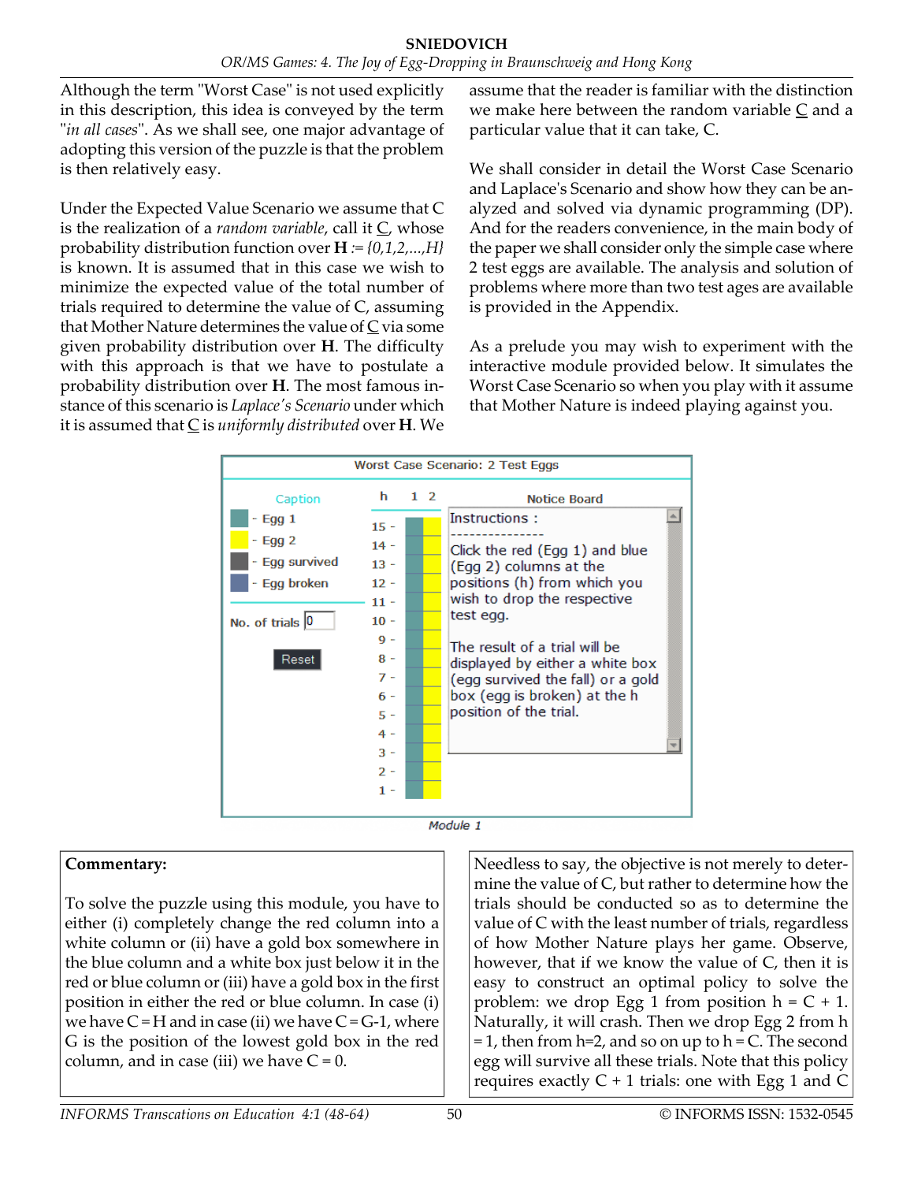Although the term "Worst Case" is not used explicitly in this description, this idea is conveyed by the term "*in all cases*". As we shall see, one major advantage of adopting this version of the puzzle is that the problem is then relatively easy.

Under the Expected Value Scenario we assume that C is the realization of a *random variable*, call it C̲, whose probability distribution function over **H** := *{0,1,2,...,H}* is known. It is assumed that in this case we wish to minimize the expected value of the total number of trials required to determine the value of C, assuming that Mother Nature determines the value of C̲ via some given probability distribution over **H**. The difficulty with this approach is that we have to postulate a probability distribution over **H**. The most famous instance of this scenario is *Laplace's Scenario* under which it is assumed that C̲ is *uniformly distributed* over **H**. We assume that the reader is familiar with the distinction we make here between the random variable C̲ and a particular value that it can take, C.

We shall consider in detail the Worst Case Scenario and Laplace's Scenario and show how they can be analyzed and solved via dynamic programming (DP). And for the readers convenience, in the main body of the paper we shall consider only the simple case where 2 test eggs are available. The analysis and solution of problems where more than two test ages are available is provided in the Appendix.

As a prelude you may wish to experiment with the interactive module provided below. It simulates the Worst Case Scenario so when you play with it assume that Mother Nature is indeed playing against you.

Worst Case Scenario: 2 Test Eggs

Caption: Egg 1; Egg 2; Egg survived; Egg broken

No. of trials 0

Reset

h: 15, 14, 13, 12, 11, 10, 9, 8, 7, 6, 5, 4, 3, 2, 1 — columns 1 2

Notice Board

Instructions :

Click the red (Egg 1) and blue (Egg 2) columns at the positions (h) from which you wish to drop the respective test egg.

The result of a trial will be displayed by either a white box (egg survived the fall) or a gold box (egg is broken) at the h position of the trial.

*Module 1*

**Commentary:**

To solve the puzzle using this module, you have to either (i) completely change the red column into a white column or (ii) have a gold box somewhere in the blue column and a white box just below it in the red or blue column or (iii) have a gold box in the first position in either the red or blue column. In case (i) we have C = H and in case (ii) we have C = G-1, where G is the position of the lowest gold box in the red column, and in case (iii) we have C = 0.

Needless to say, the objective is not merely to determine the value of C, but rather to determine how the trials should be conducted so as to determine the value of C with the least number of trials, regardless of how Mother Nature plays her game. Observe, however, that if we know the value of C, then it is easy to construct an optimal policy to solve the problem: we drop Egg 1 from position h = C + 1. Naturally, it will crash. Then we drop Egg 2 from h = 1, then from h=2, and so on up to h = C. The second egg will survive all these trials. Note that this policy requires exactly C + 1 trials: one with Egg 1 and C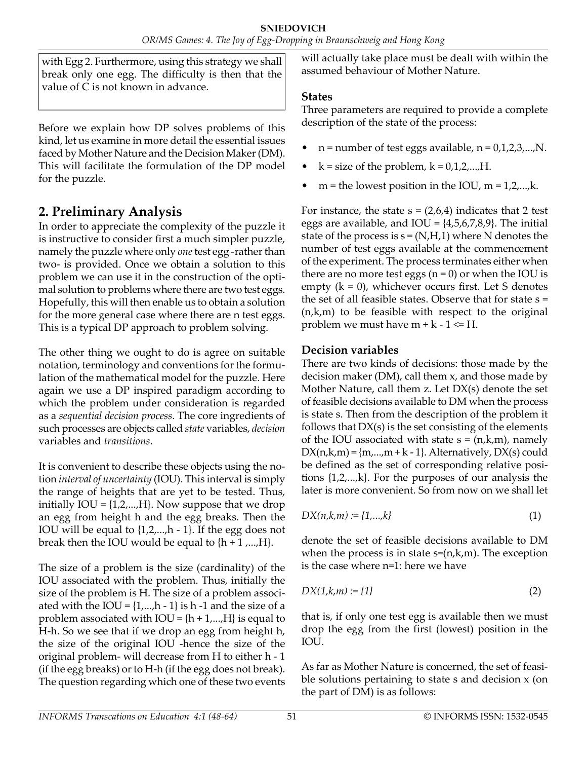with Egg 2. Furthermore, using this strategy we shall break only one egg. The difficulty is then that the value of C is not known in advance.

Before we explain how DP solves problems of this kind, let us examine in more detail the essential issues faced by Mother Nature and the Decision Maker (DM). This will facilitate the formulation of the DP model for the puzzle.

## 2. Preliminary Analysis

In order to appreciate the complexity of the puzzle it is instructive to consider first a much simpler puzzle, namely the puzzle where only *one* test egg -rather than two- is provided. Once we obtain a solution to this problem we can use it in the construction of the optimal solution to problems where there are two test eggs. Hopefully, this will then enable us to obtain a solution for the more general case where there are n test eggs. This is a typical DP approach to problem solving.

The other thing we ought to do is agree on suitable notation, terminology and conventions for the formulation of the mathematical model for the puzzle. Here again we use a DP inspired paradigm according to which the problem under consideration is regarded as a *sequential decision process*. The core ingredients of such processes are objects called *state* variables, *decision* variables and *transitions*.

It is convenient to describe these objects using the notion *interval of uncertainty* (IOU). This interval is simply the range of heights that are yet to be tested. Thus, initially IOU = $\{1,2,...,H\}$. Now suppose that we drop an egg from height h and the egg breaks. Then the IOU will be equal to $\{1,2,...,h - 1\}$. If the egg does not break then the IOU would be equal to $\{h + 1,...,H\}$.

The size of a problem is the size (cardinality) of the IOU associated with the problem. Thus, initially the size of the problem is H. The size of a problem associated with the IOU = $\{1,...,h - 1\}$ is h -1 and the size of a problem associated with IOU = $\{h + 1,...,H\}$ is equal to H-h. So we see that if we drop an egg from height h, the size of the original IOU -hence the size of the original problem- will decrease from H to either h - 1 (if the egg breaks) or to H-h (if the egg does not break). The question regarding which one of these two events will actually take place must be dealt with within the assumed behaviour of Mother Nature.

### States

Three parameters are required to provide a complete description of the state of the process:

- n = number of test eggs available, n = 0,1,2,3,...,N.
- k = size of the problem, k = 0,1,2,...,H.
- m = the lowest position in the IOU, m = 1,2,...,k.

For instance, the state s = (2,6,4) indicates that 2 test eggs are available, and IOU = $\{4,5,6,7,8,9\}$. The initial state of the process is s = (N,H,1) where N denotes the number of test eggs available at the commencement of the experiment. The process terminates either when there are no more test eggs (n = 0) or when the IOU is empty (k = 0), whichever occurs first. Let S denotes the set of all feasible states. Observe that for state s = (n,k,m) to be feasible with respect to the original problem we must have $m + k - 1 \le H$.

### Decision variables

There are two kinds of decisions: those made by the decision maker (DM), call them x, and those made by Mother Nature, call them z. Let DX(s) denote the set of feasible decisions available to DM when the process is state s. Then from the description of the problem it follows that DX(s) is the set consisting of the elements of the IOU associated with state s = (n,k,m), namely $DX(n,k,m) = \{m,...,m + k - 1\}$. Alternatively, DX(s) could be defined as the set of corresponding relative positions $\{1,2,...,k\}$. For the purposes of our analysis the later is more convenient. So from now on we shall let

$$DX(n,k,m) := \{1,...,k\} \tag{1}$$

denote the set of feasible decisions available to DM when the process is in state s=(n,k,m). The exception is the case where n=1: here we have

$$DX(1,k,m) := \{1\} \tag{2}$$

that is, if only one test egg is available then we must drop the egg from the first (lowest) position in the IOU.

As far as Mother Nature is concerned, the set of feasible solutions pertaining to state s and decision x (on the part of DM) is as follows: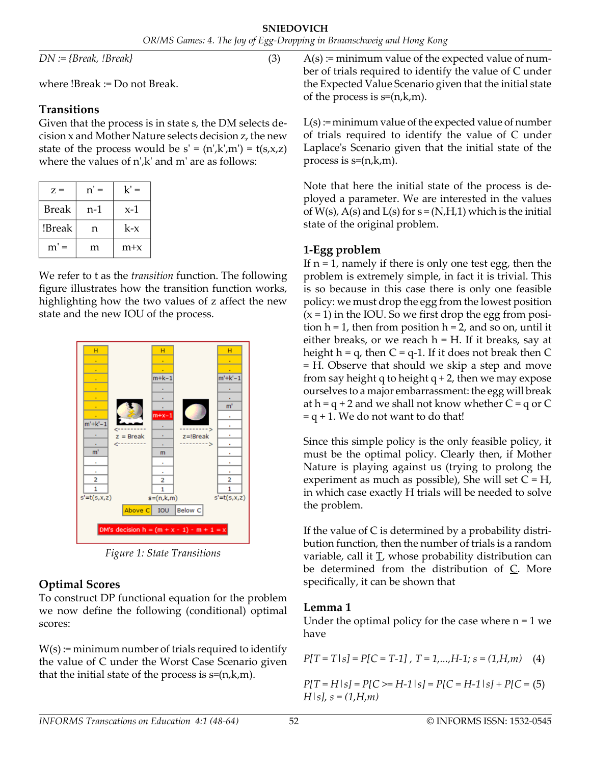$DN := \{Break, !Break\}$ (3)

where !Break := Do not Break.

## Transitions

Given that the process is in state s, the DM selects decision x and Mother Nature selects decision z, the new state of the process would be $s' = (n',k',m') = t(s,x,z)$ where the values of n',k' and m' are as follows:

| z = | n' = | k' = |
|---|---|---|
| Break | n-1 | x-1 |
| !Break | n | k-x |
| m' = | m | m+x |

We refer to t as the *transition* function. The following figure illustrates how the transition function works, highlighting how the two values of z affect the new state and the new IOU of the process.

*Figure 1: State Transitions*

## Optimal Scores

To construct DP functional equation for the problem we now define the following (conditional) optimal scores:

W(s) := minimum number of trials required to identify the value of C under the Worst Case Scenario given that the initial state of the process is s=(n,k,m).

A(s) := minimum value of the expected value of number of trials required to identify the value of C under the Expected Value Scenario given that the initial state of the process is s=(n,k,m).

L(s) := minimum value of the expected value of number of trials required to identify the value of C under Laplace's Scenario given that the initial state of the process is s=(n,k,m).

Note that here the initial state of the process is deployed a parameter. We are interested in the values of W(s), A(s) and L(s) for s = (N,H,1) which is the initial state of the original problem.

## 1-Egg problem

If n = 1, namely if there is only one test egg, then the problem is extremely simple, in fact it is trivial. This is so because in this case there is only one feasible policy: we must drop the egg from the lowest position (x = 1) in the IOU. So we first drop the egg from position h = 1, then from position h = 2, and so on, until it either breaks, or we reach h = H. If it breaks, say at height h = q, then C = q-1. If it does not break then C = H. Observe that should we skip a step and move from say height q to height q + 2, then we may expose ourselves to a major embarrassment: the egg will break at h = q + 2 and we shall not know whether C = q or C = q + 1. We do not want to do that!

Since this simple policy is the only feasible policy, it must be the optimal policy. Clearly then, if Mother Nature is playing against us (trying to prolong the experiment as much as possible), She will set C = H, in which case exactly H trials will be needed to solve the problem.

If the value of C is determined by a probability distribution function, then the number of trials is a random variable, call it T, whose probability distribution can be determined from the distribution of C. More specifically, it can be shown that

### Lemma 1

Under the optimal policy for the case where n = 1 we have

$$P[T = T\,|\,s] = P[C = T\text{-}1]\ ,\ T = 1,...,H\text{-}1;\ s = (1,H,m) \quad (4)$$

$$P[T = H\,|\,s] = P[C >= H\text{-}1\,|\,s] = P[C = H\text{-}1\,|\,s] + P[C = H\,|\,s],\ s = (1,H,m) \quad (5)$$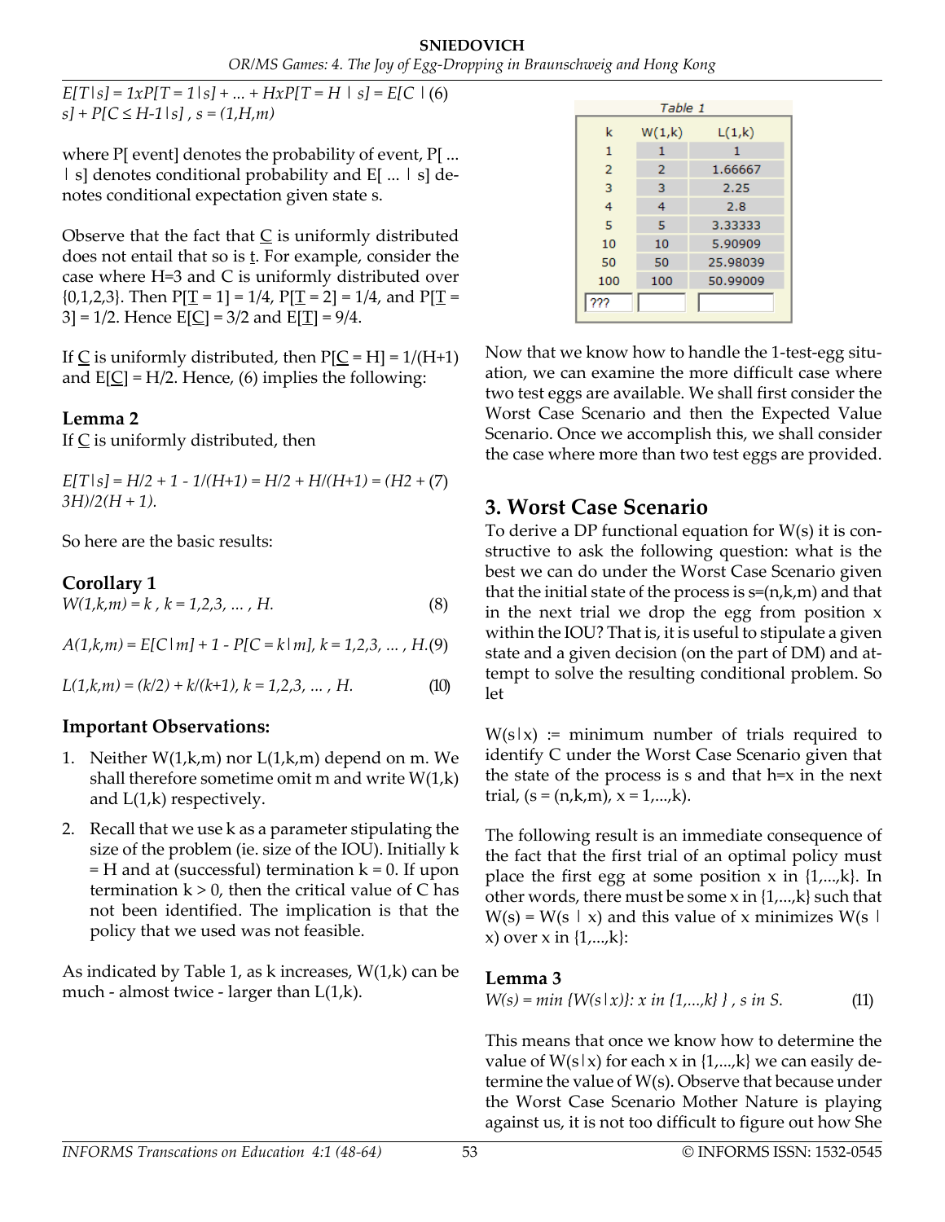$$E[T|s] = 1xP[T = 1|s] + ... + HxP[T = H \mid s] = E[C \mid s] + P[C \leq H\text{-}1|s] \ , \ s = (1,H,m) \quad (6)$$

where P[ event] denotes the probability of event, P[ ... | s] denotes conditional probability and E[ ... | s] denotes conditional expectation given state s.

Observe that the fact that C is uniformly distributed does not entail that so is t. For example, consider the case where H=3 and C is uniformly distributed over {0,1,2,3}. Then P[T = 1] = 1/4, P[T = 2] = 1/4, and P[T = 3] = 1/2. Hence E[C] = 3/2 and E[T] = 9/4.

If C is uniformly distributed, then P[C = H] = 1/(H+1) and E[C] = H/2. Hence, (6) implies the following:

### Lemma 2

If C is uniformly distributed, then

$$E[T|s] = H/2 + 1 - 1/(H+1) = H/2 + H/(H+1) = (H2 + 3H)/2(H + 1). \quad (7)$$

So here are the basic results:

### Corollary 1

$$W(1,k,m) = k \ , \ k = 1,2,3, \ldots , H. \quad (8)$$

$$A(1,k,m) = E[C|m] + 1 - P[C = k|m], \ k = 1,2,3, \ldots , H. \quad (9)$$

$$L(1,k,m) = (k/2) + k/(k+1), \ k = 1,2,3, \ldots , H. \quad (10)$$

### Important Observations:

1. Neither W(1,k,m) nor L(1,k,m) depend on m. We shall therefore sometime omit m and write W(1,k) and L(1,k) respectively.
2. Recall that we use k as a parameter stipulating the size of the problem (ie. size of the IOU). Initially k = H and at (successful) termination k = 0. If upon termination k > 0, then the critical value of C has not been identified. The implication is that the policy that we used was not feasible.

As indicated by Table 1, as k increases, W(1,k) can be much - almost twice - larger than L(1,k).

Table 1

| k | W(1,k) | L(1,k) |
|---|---|---|
| 1 | 1 | 1 |
| 2 | 2 | 1.66667 |
| 3 | 3 | 2.25 |
| 4 | 4 | 2.8 |
| 5 | 5 | 3.33333 |
| 10 | 10 | 5.90909 |
| 50 | 50 | 25.98039 |
| 100 | 100 | 50.99009 |
| ??? | | |

Now that we know how to handle the 1-test-egg situation, we can examine the more difficult case where two test eggs are available. We shall first consider the Worst Case Scenario and then the Expected Value Scenario. Once we accomplish this, we shall consider the case where more than two test eggs are provided.

## 3. Worst Case Scenario

To derive a DP functional equation for W(s) it is constructive to ask the following question: what is the best we can do under the Worst Case Scenario given that the initial state of the process is s=(n,k,m) and that in the next trial we drop the egg from position x within the IOU? That is, it is useful to stipulate a given state and a given decision (on the part of DM) and attempt to solve the resulting conditional problem. So let

W(s|x) := minimum number of trials required to identify C under the Worst Case Scenario given that the state of the process is s and that h=x in the next trial, (s = (n,k,m), x = 1,...,k).

The following result is an immediate consequence of the fact that the first trial of an optimal policy must place the first egg at some position x in {1,...,k}. In other words, there must be some x in {1,...,k} such that W(s) = W(s | x) and this value of x minimizes W(s | x) over x in {1,...,k}:

### Lemma 3

$$W(s) = \min \{W(s|x)\}: x \text{ in } \{1,\ldots,k\} \} \ , \ s \text{ in } S. \quad (11)$$

This means that once we know how to determine the value of W(s|x) for each x in {1,...,k} we can easily determine the value of W(s). Observe that because under the Worst Case Scenario Mother Nature is playing against us, it is not too difficult to figure out how She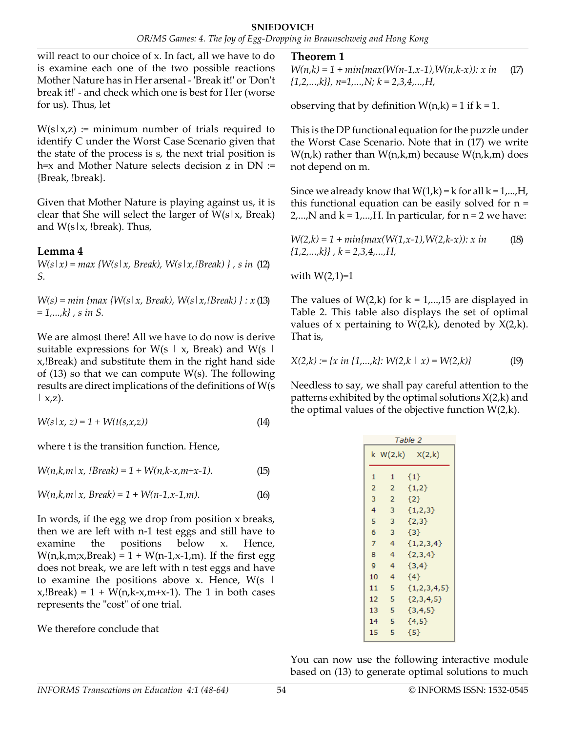will react to our choice of x. In fact, all we have to do is examine each one of the two possible reactions Mother Nature has in Her arsenal - 'Break it!' or 'Don't break it!' - and check which one is best for Her (worse for us). Thus, let

$W(s|x,z)$ := minimum number of trials required to identify C under the Worst Case Scenario given that the state of the process is s, the next trial position is h=x and Mother Nature selects decision z in DN := {Break, !break}.

Given that Mother Nature is playing against us, it is clear that She will select the larger of $W(s|x, \text{Break})$ and $W(s|x, \text{!break})$. Thus,

**Lemma 4**

$$W(s|x) = \max \{W(s|x, \text{Break}), W(s|x,\text{!Break})\} ,\ s \text{ in } S. \tag{12}$$

$$W(s) = \min \{\max \{W(s|x, \text{Break}), W(s|x,\text{!Break})\} : x = 1,...,k\} ,\ s \text{ in } S. \tag{13}$$

We are almost there! All we have to do now is derive suitable expressions for $W(s | x, \text{Break})$ and $W(s | x,\text{!Break})$ and substitute them in the right hand side of (13) so that we can compute $W(s)$. The following results are direct implications of the definitions of $W(s | x,z)$.

$$W(s|x, z) = 1 + W(t(s,x,z)) \tag{14}$$

where t is the transition function. Hence,

$$W(n,k,m|x, \text{!Break}) = 1 + W(n,k-x,m+x-1). \tag{15}$$

$$W(n,k,m|x, \text{Break}) = 1 + W(n-1,x-1,m). \tag{16}$$

In words, if the egg we drop from position x breaks, then we are left with n-1 test eggs and still have to examine the positions below x. Hence, $W(n,k,m;x,\text{Break}) = 1 + W(n-1,x-1,m)$. If the first egg does not break, we are left with n test eggs and have to examine the positions above x. Hence, $W(s | x,\text{!Break}) = 1 + W(n,k-x,m+x-1)$. The 1 in both cases represents the "cost" of one trial.

We therefore conclude that

**Theorem 1**

$$W(n,k) = 1 + \min\{\max(W(n-1,x-1),W(n,k-x)): x \text{ in } \{1,2,...,k\}\},\ n=1,...,N;\ k = 2,3,4,...,H, \tag{17}$$

observing that by definition $W(n,k) = 1$ if $k = 1$.

This is the DP functional equation for the puzzle under the Worst Case Scenario. Note that in (17) we write $W(n,k)$ rather than $W(n,k,m)$ because $W(n,k,m)$ does not depend on m.

Since we already know that $W(1,k) = k$ for all $k = 1,...,H$, this functional equation can be easily solved for $n = 2,...,N$ and $k = 1,...,H$. In particular, for $n = 2$ we have:

$$W(2,k) = 1 + \min\{\max(W(1,x-1),W(2,k-x)): x \text{ in } \{1,2,...,k\}\} ,\ k = 2,3,4,...,H, \tag{18}$$

with $W(2,1)=1$

The values of $W(2,k)$ for $k = 1,...,15$ are displayed in Table 2. This table also displays the set of optimal values of x pertaining to $W(2,k)$, denoted by $X(2,k)$. That is,

$$X(2,k) := \{x \text{ in } \{1,...,k\}: W(2,k | x) = W(2,k)\} \tag{19}$$

Needless to say, we shall pay careful attention to the patterns exhibited by the optimal solutions $X(2,k)$ and the optimal values of the objective function $W(2,k)$.

Table 2

| k | W(2,k) | X(2,k) |
|---|---|---|
| 1 | 1 | {1} |
| 2 | 2 | {1,2} |
| 3 | 2 | {2} |
| 4 | 3 | {1,2,3} |
| 5 | 3 | {2,3} |
| 6 | 3 | {3} |
| 7 | 4 | {1,2,3,4} |
| 8 | 4 | {2,3,4} |
| 9 | 4 | {3,4} |
| 10 | 4 | {4} |
| 11 | 5 | {1,2,3,4,5} |
| 12 | 5 | {2,3,4,5} |
| 13 | 5 | {3,4,5} |
| 14 | 5 | {4,5} |
| 15 | 5 | {5} |

You can now use the following interactive module based on (13) to generate optimal solutions to much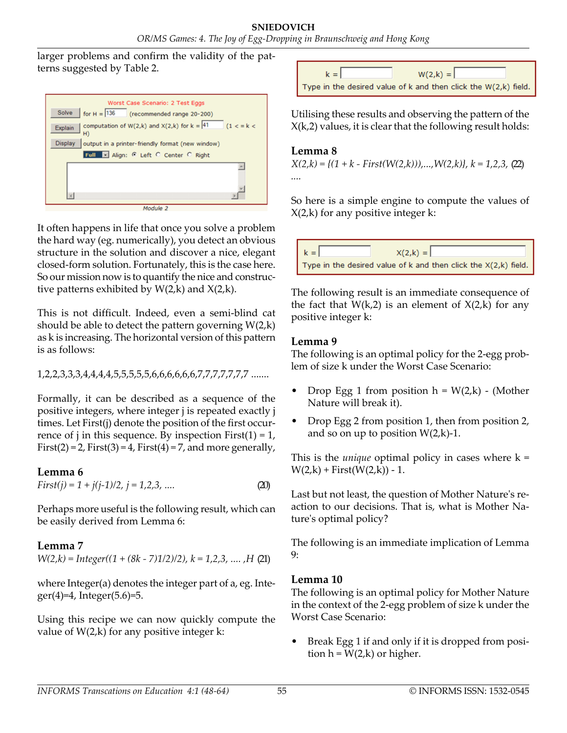larger problems and confirm the validity of the patterns suggested by Table 2.

Worst Case Scenario: 2 Test Eggs

Solve for H = 136 (recommended range 20-200)

Explain computation of W(2,k) and X(2,k) for k = 41 (1 < = k < H)

Display output in a printer-friendly format (new window)

Full Align: Left Center Right

Module 2

It often happens in life that once you solve a problem the hard way (eg. numerically), you detect an obvious structure in the solution and discover a nice, elegant closed-form solution. Fortunately, this is the case here. So our mission now is to quantify the nice and constructive patterns exhibited by W(2,k) and X(2,k).

This is not difficult. Indeed, even a semi-blind cat should be able to detect the pattern governing W(2,k) as k is increasing. The horizontal version of this pattern is as follows:

1,2,2,3,3,3,4,4,4,4,5,5,5,5,5,6,6,6,6,6,6,7,7,7,7,7,7,7 .......

Formally, it can be described as a sequence of the positive integers, where integer j is repeated exactly j times. Let First(j) denote the position of the first occurrence of j in this sequence. By inspection First(1) = 1, First(2) = 2, First(3) = 4, First(4) = 7, and more generally,

### Lemma 6

*First(j) = 1 + j(j-1)/2, j = 1,2,3, ....* (20)

Perhaps more useful is the following result, which can be easily derived from Lemma 6:

### Lemma 7

*W(2,k) = Integer((1 + (8k - 7)1/2)/2), k = 1,2,3, .... ,H* (21)

where Integer(a) denotes the integer part of a, eg. Integer(4)=4, Integer(5.6)=5.

Using this recipe we can now quickly compute the value of W(2,k) for any positive integer k:

k = W(2,k) =

Type in the desired value of k and then click the W(2,k) field.

Utilising these results and observing the pattern of the X(k,2) values, it is clear that the following result holds:

### Lemma 8

*X(2,k) = {(1 + k - First(W(2,k))),...,W(2,k)}, k = 1,2,3,* (22)

....

So here is a simple engine to compute the values of X(2,k) for any positive integer k:

k = X(2,k) =

Type in the desired value of k and then click the X(2,k) field.

The following result is an immediate consequence of the fact that W(k,2) is an element of X(2,k) for any positive integer k:

### Lemma 9

The following is an optimal policy for the 2-egg problem of size k under the Worst Case Scenario:

- Drop Egg 1 from position h = W(2,k) - (Mother Nature will break it).
- Drop Egg 2 from position 1, then from position 2, and so on up to position W(2,k)-1.

This is the *unique* optimal policy in cases where k = W(2,k) + First(W(2,k)) - 1.

Last but not least, the question of Mother Nature's reaction to our decisions. That is, what is Mother Nature's optimal policy?

The following is an immediate implication of Lemma 9:

### Lemma 10

The following is an optimal policy for Mother Nature in the context of the 2-egg problem of size k under the Worst Case Scenario:

- Break Egg 1 if and only if it is dropped from position h = W(2,k) or higher.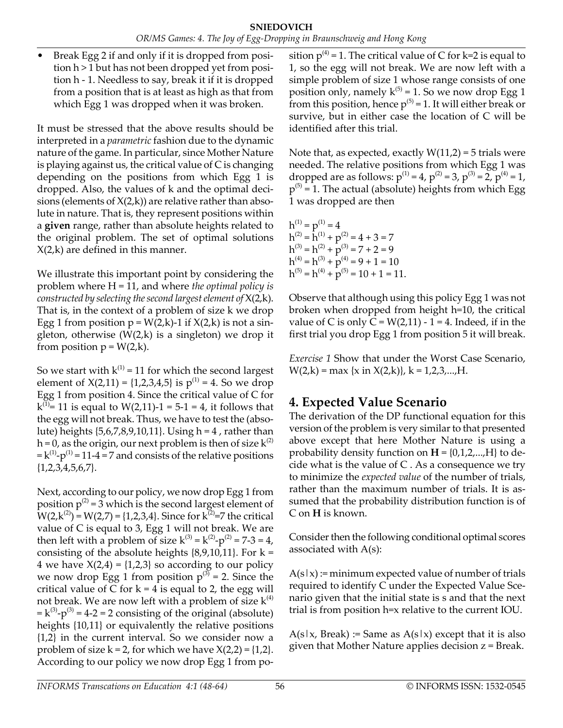- Break Egg 2 if and only if it is dropped from position $h > 1$ but has not been dropped yet from position $h - 1$. Needless to say, break it if it is dropped from a position that is at least as high as that from which Egg 1 was dropped when it was broken.

It must be stressed that the above results should be interpreted in a *parametric* fashion due to the dynamic nature of the game. In particular, since Mother Nature is playing against us, the critical value of C is changing depending on the positions from which Egg 1 is dropped. Also, the values of k and the optimal decisions (elements of $X(2,k)$) are relative rather than absolute in nature. That is, they represent positions within a **given** range, rather than absolute heights related to the original problem. The set of optimal solutions $X(2,k)$ are defined in this manner.

We illustrate this important point by considering the problem where $H = 11$, and where *the optimal policy is constructed by selecting the second largest element of* $X(2,k)$. That is, in the context of a problem of size k we drop Egg 1 from position $p = W(2,k)-1$ if $X(2,k)$ is not a singleton, otherwise ($W(2,k)$ is a singleton) we drop it from position $p = W(2,k)$.

So we start with $k^{(1)} = 11$ for which the second largest element of $X(2,11) = \{1,2,3,4,5\}$ is $p^{(1)} = 4$. So we drop Egg 1 from position 4. Since the critical value of C for $k^{(1)} = 11$ is equal to $W(2,11)-1 = 5-1 = 4$, it follows that the egg will not break. Thus, we have to test the (absolute) heights $\{5,6,7,8,9,10,11\}$. Using $h = 4$, rather than $h = 0$, as the origin, our next problem is then of size $k^{(2)} = k^{(1)}-p^{(1)} = 11-4 = 7$ and consists of the relative positions $\{1,2,3,4,5,6,7\}$.

Next, according to our policy, we now drop Egg 1 from position $p^{(2)} = 3$ which is the second largest element of $W(2,k^{(2)}) = W(2,7) = \{1,2,3,4\}$. Since for $k^{(2)}=7$ the critical value of C is equal to 3, Egg 1 will not break. We are then left with a problem of size $k^{(3)} = k^{(2)}-p^{(2)} = 7-3 = 4$, consisting of the absolute heights $\{8,9,10,11\}$. For $k = 4$ we have $X(2,4) = \{1,2,3\}$ so according to our policy we now drop Egg 1 from position $p^{(3)} = 2$. Since the critical value of C for $k = 4$ is equal to 2, the egg will not break. We are now left with a problem of size $k^{(4)} = k^{(3)}-p^{(3)} = 4-2 = 2$ consisting of the original (absolute) heights $\{10,11\}$ or equivalently the relative positions $\{1,2\}$ in the current interval. So we consider now a problem of size $k = 2$, for which we have $X(2,2) = \{1,2\}$. According to our policy we now drop Egg 1 from position $p^{(4)} = 1$. The critical value of C for k=2 is equal to 1, so the egg will not break. We are now left with a simple problem of size 1 whose range consists of one position only, namely $k^{(5)} = 1$. So we now drop Egg 1 from this position, hence $p^{(5)} = 1$. It will either break or survive, but in either case the location of C will be identified after this trial.

Note that, as expected, exactly $W(11,2) = 5$ trials were needed. The relative positions from which Egg 1 was dropped are as follows: $p^{(1)} = 4$, $p^{(2)} = 3$, $p^{(3)} = 2$, $p^{(4)} = 1$, $p^{(5)} = 1$. The actual (absolute) heights from which Egg 1 was dropped are then

$$h^{(1)} = p^{(1)} = 4$$
$$h^{(2)} = h^{(1)} + p^{(2)} = 4 + 3 = 7$$
$$h^{(3)} = h^{(2)} + p^{(3)} = 7 + 2 = 9$$
$$h^{(4)} = h^{(3)} + p^{(4)} = 9 + 1 = 10$$
$$h^{(5)} = h^{(4)} + p^{(5)} = 10 + 1 = 11.$$

Observe that although using this policy Egg 1 was not broken when dropped from height h=10, the critical value of C is only $C = W(2,11) - 1 = 4$. Indeed, if in the first trial you drop Egg 1 from position 5 it will break.

*Exercise 1* Show that under the Worst Case Scenario, $W(2,k) = \max \{x \text{ in } X(2,k)\}$, $k = 1,2,3,...,H$.

## 4. Expected Value Scenario

The derivation of the DP functional equation for this version of the problem is very similar to that presented above except that here Mother Nature is using a probability density function on $\mathbf{H} = \{0,1,2,...,H\}$ to decide what is the value of C . As a consequence we try to minimize the *expected value* of the number of trials, rather than the maximum number of trials. It is assumed that the probability distribution function is of C on $\mathbf{H}$ is known.

Consider then the following conditional optimal scores associated with A(s):

$A(s|x)$ := minimum expected value of number of trials required to identify C under the Expected Value Scenario given that the initial state is s and that the next trial is from position h=x relative to the current IOU.

$A(s|x, \text{Break})$ := Same as $A(s|x)$ except that it is also given that Mother Nature applies decision z = Break.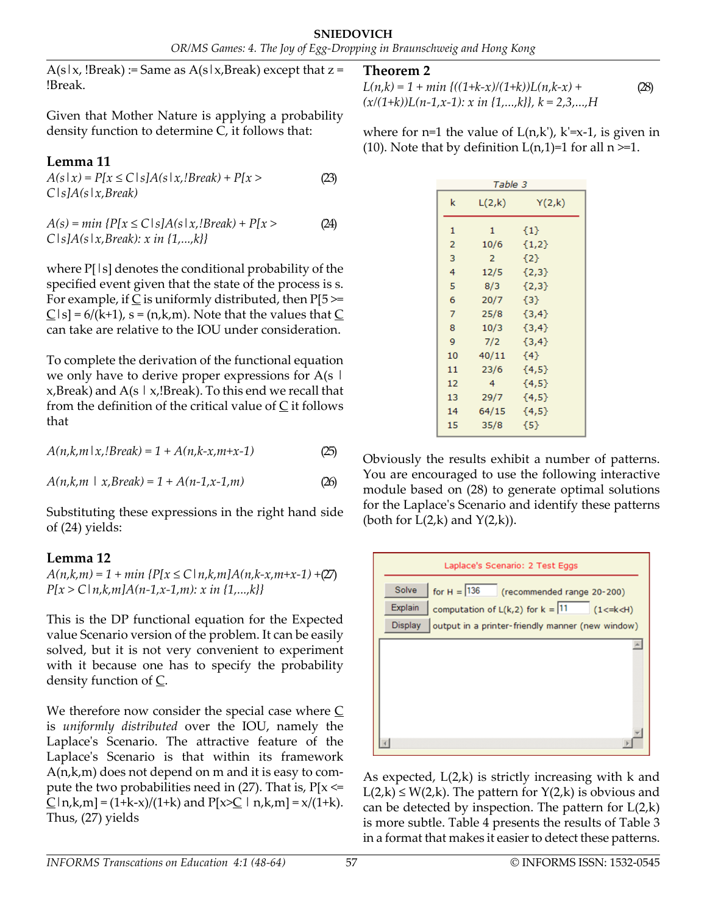A(s|x, !Break) := Same as A(s|x,Break) except that z = !Break.

Given that Mother Nature is applying a probability density function to determine C, it follows that:

### Lemma 11

$$A(s|x) = P[x \le C|s]A(s|x,!Break) + P[x > C|s]A(s|x,Break) \tag{23}$$

$$A(s) = \min \{P[x \le C|s]A(s|x,!Break) + P[x > C|s]A(s|x,Break): x \text{ in } \{1,...,k\}\} \tag{24}$$

where P[ |s] denotes the conditional probability of the specified event given that the state of the process is s. For example, if C is uniformly distributed, then $P[5 >= C|s] = 6/(k+1)$, s = (n,k,m). Note that the values that C can take are relative to the IOU under consideration.

To complete the derivation of the functional equation we only have to derive proper expressions for A(s | x,Break) and A(s | x,!Break). To this end we recall that from the definition of the critical value of C it follows that

$$A(n,k,m|x,!Break) = 1 + A(n,k-x,m+x-1) \tag{25}$$

$$A(n,k,m \mid x,Break) = 1 + A(n-1,x-1,m) \tag{26}$$

Substituting these expressions in the right hand side of (24) yields:

### Lemma 12

$$A(n,k,m) = 1 + \min \{P[x \le C|n,k,m]A(n,k-x,m+x-1) + P[x > C|n,k,m]A(n-1,x-1,m): x \text{ in } \{1,...,k\}\} \tag{27}$$

This is the DP functional equation for the Expected value Scenario version of the problem. It can be easily solved, but it is not very convenient to experiment with it because one has to specify the probability density function of C.

We therefore now consider the special case where C is *uniformly distributed* over the IOU, namely the Laplace's Scenario. The attractive feature of the Laplace's Scenario is that within its framework A(n,k,m) does not depend on m and it is easy to compute the two probabilities need in (27). That is, $P[x <= C|n,k,m] = (1+k-x)/(1+k)$ and $P[x>C \mid n,k,m] = x/(1+k)$. Thus, (27) yields

### Theorem 2

$$L(n,k) = 1 + \min \{((1+k-x)/(1+k))L(n,k-x) + (x/(1+k))L(n-1,x-1): x \text{ in } \{1,...,k\}\},\ k = 2,3,...,H \tag{28}$$

where for n=1 the value of L(n,k'), k'=x-1, is given in (10). Note that by definition L(n,1)=1 for all n >=1.

Table 3

| k | L(2,k) | Y(2,k) |
|---|---|---|
| 1 | 1 | {1} |
| 2 | 10/6 | {1,2} |
| 3 | 2 | {2} |
| 4 | 12/5 | {2,3} |
| 5 | 8/3 | {2,3} |
| 6 | 20/7 | {3} |
| 7 | 25/8 | {3,4} |
| 8 | 10/3 | {3,4} |
| 9 | 7/2 | {3,4} |
| 10 | 40/11 | {4} |
| 11 | 23/6 | {4,5} |
| 12 | 4 | {4,5} |
| 13 | 29/7 | {4,5} |
| 14 | 64/15 | {4,5} |
| 15 | 35/8 | {5} |

Obviously the results exhibit a number of patterns. You are encouraged to use the following interactive module based on (28) to generate optimal solutions for the Laplace's Scenario and identify these patterns (both for L(2,k) and Y(2,k)).

Laplace's Scenario: 2 Test Eggs

Solve for H = 136 (recommended range 20-200)

Explain computation of L(k,2) for k = 11 (1<=k<H)

Display output in a printer-friendly manner (new window)

As expected, L(2,k) is strictly increasing with k and L(2,k) ≤ W(2,k). The pattern for Y(2,k) is obvious and can be detected by inspection. The pattern for L(2,k) is more subtle. Table 4 presents the results of Table 3 in a format that makes it easier to detect these patterns.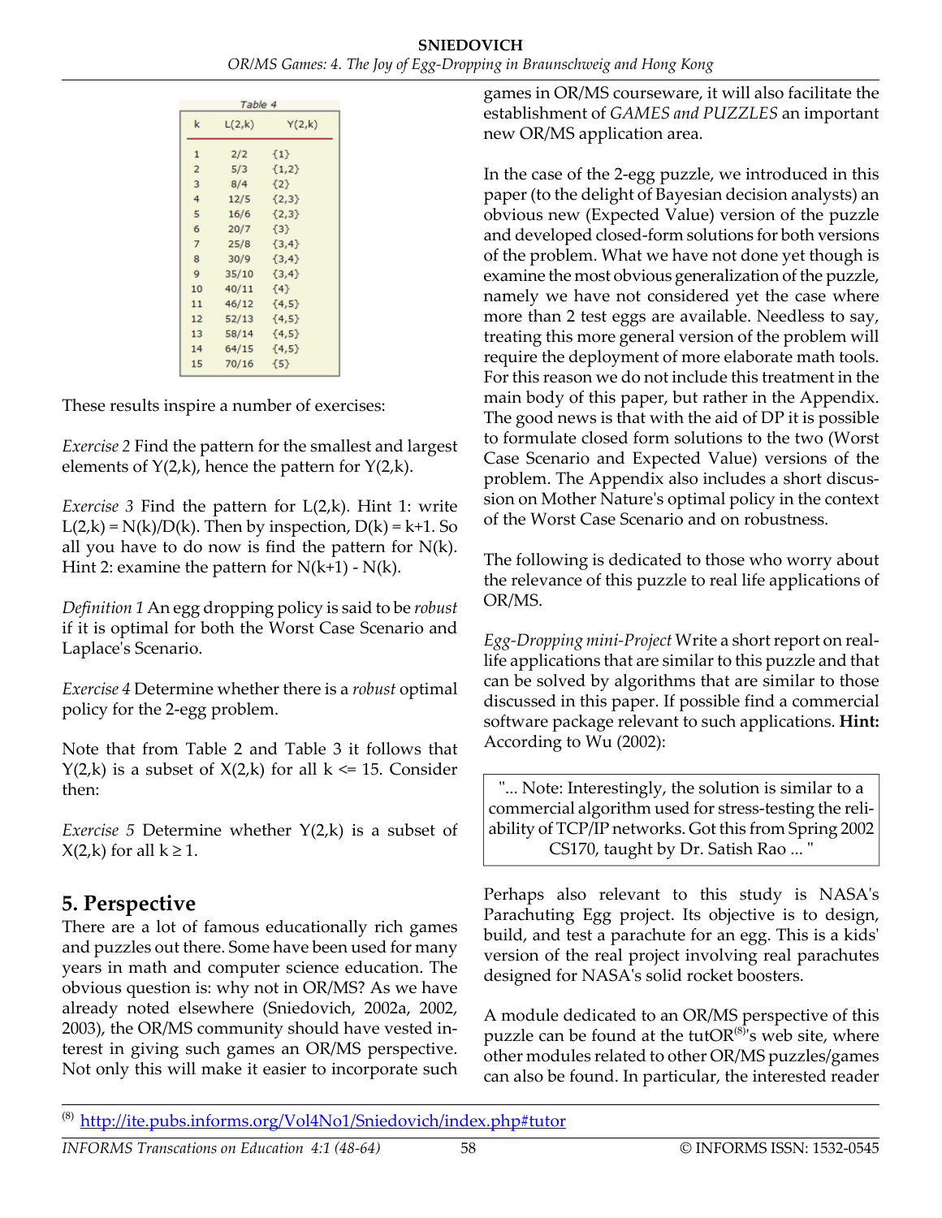Table 4

| k | L(2,k) | Y(2,k) |
|---|---|---|
| 1 | 2/2 | {1} |
| 2 | 5/3 | {1,2} |
| 3 | 8/4 | {2} |
| 4 | 12/5 | {2,3} |
| 5 | 16/6 | {2,3} |
| 6 | 20/7 | {3} |
| 7 | 25/8 | {3,4} |
| 8 | 30/9 | {3,4} |
| 9 | 35/10 | {3,4} |
| 10 | 40/11 | {4} |
| 11 | 46/12 | {4,5} |
| 12 | 52/13 | {4,5} |
| 13 | 58/14 | {4,5} |
| 14 | 64/15 | {4,5} |
| 15 | 70/16 | {5} |

These results inspire a number of exercises:

*Exercise 2* Find the pattern for the smallest and largest elements of Y(2,k), hence the pattern for Y(2,k).

*Exercise 3* Find the pattern for L(2,k). Hint 1: write L(2,k) = N(k)/D(k). Then by inspection, D(k) = k+1. So all you have to do now is find the pattern for N(k). Hint 2: examine the pattern for N(k+1) - N(k).

*Definition 1* An egg dropping policy is said to be *robust* if it is optimal for both the Worst Case Scenario and Laplace's Scenario.

*Exercise 4* Determine whether there is a *robust* optimal policy for the 2-egg problem.

Note that from Table 2 and Table 3 it follows that Y(2,k) is a subset of X(2,k) for all k <= 15. Consider then:

*Exercise 5* Determine whether Y(2,k) is a subset of X(2,k) for all k ≥ 1.

## 5. Perspective

There are a lot of famous educationally rich games and puzzles out there. Some have been used for many years in math and computer science education. The obvious question is: why not in OR/MS? As we have already noted elsewhere (Sniedovich, 2002a, 2002, 2003), the OR/MS community should have vested interest in giving such games an OR/MS perspective. Not only this will make it easier to incorporate such games in OR/MS courseware, it will also facilitate the establishment of *GAMES and PUZZLES* an important new OR/MS application area.

In the case of the 2-egg puzzle, we introduced in this paper (to the delight of Bayesian decision analysts) an obvious new (Expected Value) version of the puzzle and developed closed-form solutions for both versions of the problem. What we have not done yet though is examine the most obvious generalization of the puzzle, namely we have not considered yet the case where more than 2 test eggs are available. Needless to say, treating this more general version of the problem will require the deployment of more elaborate math tools. For this reason we do not include this treatment in the main body of this paper, but rather in the Appendix. The good news is that with the aid of DP it is possible to formulate closed form solutions to the two (Worst Case Scenario and Expected Value) versions of the problem. The Appendix also includes a short discussion on Mother Nature's optimal policy in the context of the Worst Case Scenario and on robustness.

The following is dedicated to those who worry about the relevance of this puzzle to real life applications of OR/MS.

*Egg-Dropping mini-Project* Write a short report on real-life applications that are similar to this puzzle and that can be solved by algorithms that are similar to those discussed in this paper. If possible find a commercial software package relevant to such applications. **Hint:** According to Wu (2002):

> "... Note: Interestingly, the solution is similar to a commercial algorithm used for stress-testing the reliability of TCP/IP networks. Got this from Spring 2002 CS170, taught by Dr. Satish Rao ... "

Perhaps also relevant to this study is NASA's Parachuting Egg project. Its objective is to design, build, and test a parachute for an egg. This is a kids' version of the real project involving real parachutes designed for NASA's solid rocket boosters.

A module dedicated to an OR/MS perspective of this puzzle can be found at the tutOR[8]'s web site, where other modules related to other OR/MS puzzles/games can also be found. In particular, the interested reader

[8] http://ite.pubs.informs.org/Vol4No1/Sniedovich/index.php#tutor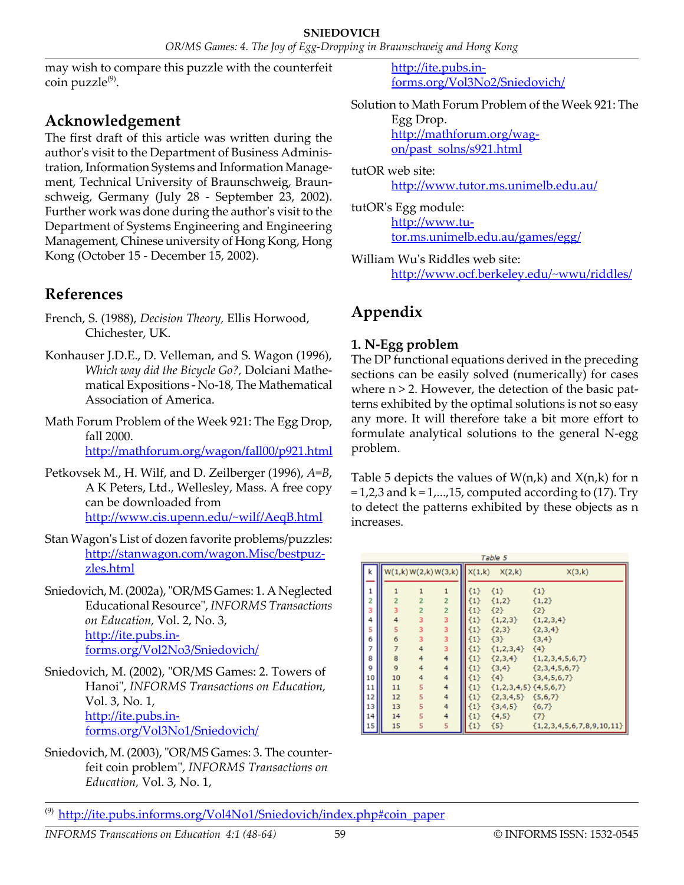may wish to compare this puzzle with the counterfeit coin puzzle[9].

## Acknowledgement

The first draft of this article was written during the author's visit to the Department of Business Administration, Information Systems and Information Management, Technical University of Braunschweig, Braunschweig, Germany (July 28 - September 23, 2002). Further work was done during the author's visit to the Department of Systems Engineering and Engineering Management, Chinese university of Hong Kong, Hong Kong (October 15 - December 15, 2002).

## References

French, S. (1988), *Decision Theory,* Ellis Horwood, Chichester, UK.

Konhauser J.D.E., D. Velleman, and S. Wagon (1996), *Which way did the Bicycle Go?,* Dolciani Mathematical Expositions - No-18, The Mathematical Association of America.

Math Forum Problem of the Week 921: The Egg Drop, fall 2000. http://mathforum.org/wagon/fall00/p921.html

Petkovsek M., H. Wilf, and D. Zeilberger (1996), *A=B*, A K Peters, Ltd., Wellesley, Mass. A free copy can be downloaded from http://www.cis.upenn.edu/~wilf/AeqB.html

Stan Wagon's List of dozen favorite problems/puzzles: http://stanwagon.com/wagon.Misc/bestpuzzles.html

Sniedovich, M. (2002a), "OR/MS Games: 1. A Neglected Educational Resource", *INFORMS Transactions on Education,* Vol. 2, No. 3, http://ite.pubs.informs.org/Vol2No3/Sniedovich/

Sniedovich, M. (2002), "OR/MS Games: 2. Towers of Hanoi", *INFORMS Transactions on Education,* Vol. 3, No. 1, http://ite.pubs.informs.org/Vol3No1/Sniedovich/

Sniedovich, M. (2003), "OR/MS Games: 3. The counterfeit coin problem", *INFORMS Transactions on Education,* Vol. 3, No. 1, http://ite.pubs.informs.org/Vol3No2/Sniedovich/

Solution to Math Forum Problem of the Week 921: The Egg Drop. http://mathforum.org/wagon/past_solns/s921.html

tutOR web site: http://www.tutor.ms.unimelb.edu.au/

tutOR's Egg module: http://www.tutor.ms.unimelb.edu.au/games/egg/

William Wu's Riddles web site: http://www.ocf.berkeley.edu/~wwu/riddles/

## Appendix

### 1. N-Egg problem

The DP functional equations derived in the preceding sections can be easily solved (numerically) for cases where $n > 2$. However, the detection of the basic patterns exhibited by the optimal solutions is not so easy any more. It will therefore take a bit more effort to formulate analytical solutions to the general N-egg problem.

Table 5 depicts the values of $W(n,k)$ and $X(n,k)$ for $n = 1,2,3$ and $k = 1,...,15$, computed according to (17). Try to detect the patterns exhibited by these objects as n increases.

Table 5

| k | W(1,k) | W(2,k) | W(3,k) | X(1,k) | X(2,k) | X(3,k) |
|---|---|---|---|---|---|---|
| 1 | 1 | 1 | 1 | {1} | {1} | {1} |
| 2 | 2 | 2 | 2 | {1} | {1,2} | {1,2} |
| 3 | 3 | 2 | 2 | {1} | {2} | {2} |
| 4 | 4 | 3 | 3 | {1} | {1,2,3} | {1,2,3,4} |
| 5 | 5 | 3 | 3 | {1} | {2,3} | {2,3,4} |
| 6 | 6 | 3 | 3 | {1} | {3} | {3,4} |
| 7 | 7 | 4 | 3 | {1} | {1,2,3,4} | {4} |
| 8 | 8 | 4 | 4 | {1} | {2,3,4} | {1,2,3,4,5,6,7} |
| 9 | 9 | 4 | 4 | {1} | {3,4} | {2,3,4,5,6,7} |
| 10 | 10 | 4 | 4 | {1} | {4} | {3,4,5,6,7} |
| 11 | 11 | 5 | 4 | {1} | {1,2,3,4,5} | {4,5,6,7} |
| 12 | 12 | 5 | 4 | {1} | {2,3,4,5} | {5,6,7} |
| 13 | 13 | 5 | 4 | {1} | {3,4,5} | {6,7} |
| 14 | 14 | 5 | 4 | {1} | {4,5} | {7} |
| 15 | 15 | 5 | 5 | {1} | {5} | {1,2,3,4,5,6,7,8,9,10,11} |

[9] http://ite.pubs.informs.org/Vol4No1/Sniedovich/index.php#coin_paper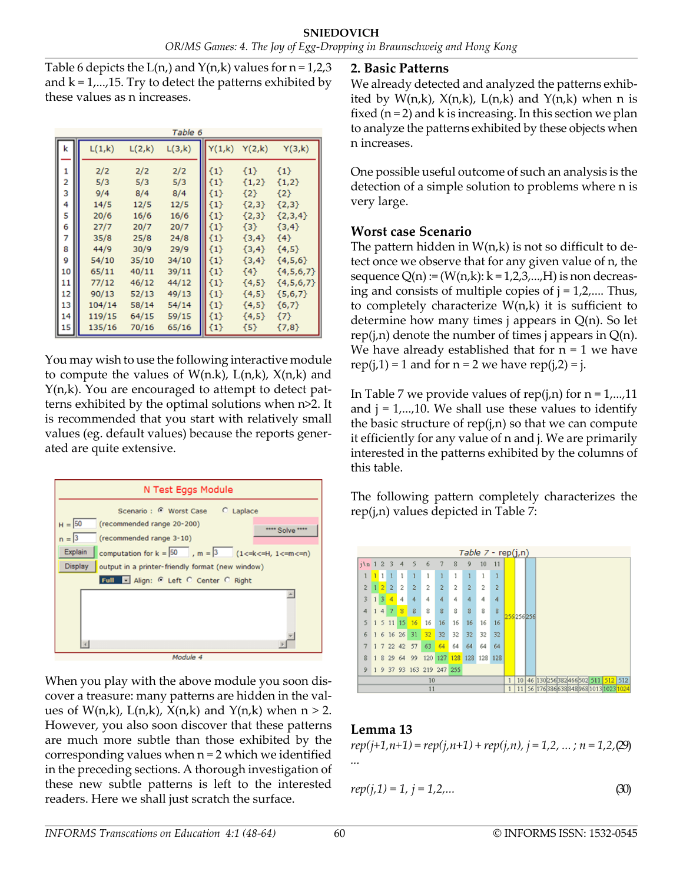Table 6 depicts the L(n,) and Y(n,k) values for n = 1,2,3 and k = 1,...,15. Try to detect the patterns exhibited by these values as n increases.

Table 6

| k | L(1,k) | L(2,k) | L(3,k) | Y(1,k) | Y(2,k) | Y(3,k) |
|---|---|---|---|---|---|---|
| 1 | 2/2 | 2/2 | 2/2 | {1} | {1} | {1} |
| 2 | 5/3 | 5/3 | 5/3 | {1} | {1,2} | {1,2} |
| 3 | 9/4 | 8/4 | 8/4 | {1} | {2} | {2} |
| 4 | 14/5 | 12/5 | 12/5 | {1} | {2,3} | {2,3} |
| 5 | 20/6 | 16/6 | 16/6 | {1} | {2,3} | {2,3,4} |
| 6 | 27/7 | 20/7 | 20/7 | {1} | {3} | {3,4} |
| 7 | 35/8 | 25/8 | 24/8 | {1} | {3,4} | {4} |
| 8 | 44/9 | 30/9 | 29/9 | {1} | {3,4} | {4,5} |
| 9 | 54/10 | 35/10 | 34/10 | {1} | {3,4} | {4,5,6} |
| 10 | 65/11 | 40/11 | 39/11 | {1} | {4} | {4,5,6,7} |
| 11 | 77/12 | 46/12 | 44/12 | {1} | {4,5} | {4,5,6,7} |
| 12 | 90/13 | 52/13 | 49/13 | {1} | {4,5} | {5,6,7} |
| 13 | 104/14 | 58/14 | 54/14 | {1} | {4,5} | {6,7} |
| 14 | 119/15 | 64/15 | 59/15 | {1} | {4,5} | {7} |
| 15 | 135/16 | 70/16 | 65/16 | {1} | {5} | {7,8} |

You may wish to use the following interactive module to compute the values of W(n.k), L(n,k), X(n,k) and Y(n,k). You are encouraged to attempt to detect patterns exhibited by the optimal solutions when n>2. It is recommended that you start with relatively small values (eg. default values) because the reports generated are quite extensive.

N Test Eggs Module

Scenario : (•) Worst Case ( ) Laplace

H = 50 (recommended range 20-200)

n = 3 (recommended range 3-10)

**** Solve ****

Explain — computation for k = 50 , m = 3 (1<=k<=H, 1<=m<=n)

Display — output in a printer-friendly format (new window)

Full — Align: (•) Left ( ) Center ( ) Right

Module 4

When you play with the above module you soon discover a treasure: many patterns are hidden in the values of W(n,k), L(n,k), X(n,k) and Y(n,k) when n > 2. However, you also soon discover that these patterns are much more subtle than those exhibited by the corresponding values when n = 2 which we identified in the preceding sections. A thorough investigation of these new subtle patterns is left to the interested readers. Here we shall just scratch the surface.

## 2. Basic Patterns

We already detected and analyzed the patterns exhibited by W(n,k), X(n,k), L(n,k) and Y(n,k) when n is fixed (n = 2) and k is increasing. In this section we plan to analyze the patterns exhibited by these objects when n increases.

One possible useful outcome of such an analysis is the detection of a simple solution to problems where n is very large.

### Worst case Scenario

The pattern hidden in W(n,k) is not so difficult to detect once we observe that for any given value of n, the sequence Q(n) := (W(n,k): k = 1,2,3,...,H) is non decreasing and consists of multiple copies of j = 1,2,.... Thus, to completely characterize W(n,k) it is sufficient to determine how many times j appears in Q(n). So let rep(j,n) denote the number of times j appears in Q(n). We have already established that for n = 1 we have rep(j,1) = 1 and for n = 2 we have rep(j,2) = j.

In Table 7 we provide values of rep(j,n) for n = 1,...,11 and j = 1,...,10. We shall use these values to identify the basic structure of rep(j,n) so that we can compute it efficiently for any value of n and j. We are primarily interested in the patterns exhibited by the columns of this table.

The following pattern completely characterizes the rep(j,n) values depicted in Table 7:

Table 7 - rep(j,n)

| j\n | 1 | 2 | 3 | 4 | 5 | 6 | 7 | 8 | 9 | 10 | 11 |
|---|---|---|---|---|---|---|---|---|---|---|---|
| 1 | 1 | 1 | 1 | 1 | 1 | 1 | 1 | 1 | 1 | 1 | 1 |
| 2 | 1 | 2 | 2 | 2 | 2 | 2 | 2 | 2 | 2 | 2 | 2 |
| 3 | 1 | 3 | 4 | 4 | 4 | 4 | 4 | 4 | 4 | 4 | 4 |
| 4 | 1 | 4 | 7 | 8 | 8 | 8 | 8 | 8 | 8 | 8 | 8 |
| 5 | 1 | 5 | 11 | 15 | 16 | 16 | 16 | 16 | 16 | 16 | 16 |
| 6 | 1 | 6 | 16 | 26 | 31 | 32 | 32 | 32 | 32 | 32 | 32 |
| 7 | 1 | 7 | 22 | 42 | 57 | 63 | 64 | 64 | 64 | 64 | 64 |
| 8 | 1 | 8 | 29 | 64 | 99 | 120 | 127 | 128 | 128 | 128 | 128 |
| 9 | 1 | 9 | 37 | 93 | 163 | 219 | 247 | 255 | 256 | 256 | 256 |
| 10 | 1 | 10 | 46 | 130 | 256 | 382 | 466 | 502 | 511 | 512 | 512 |
| 11 | 1 | 11 | 56 | 176 | 386 | 638 | 848 | 968 | 1013 | 1023 | 1024 |

### Lemma 13

$$rep(j+1,n+1) = rep(j,n+1) + rep(j,n),\ j = 1,2,\ldots;\ n = 1,2,\ldots \quad (29)$$

$$rep(j,1) = 1,\ j = 1,2,\ldots \quad (30)$$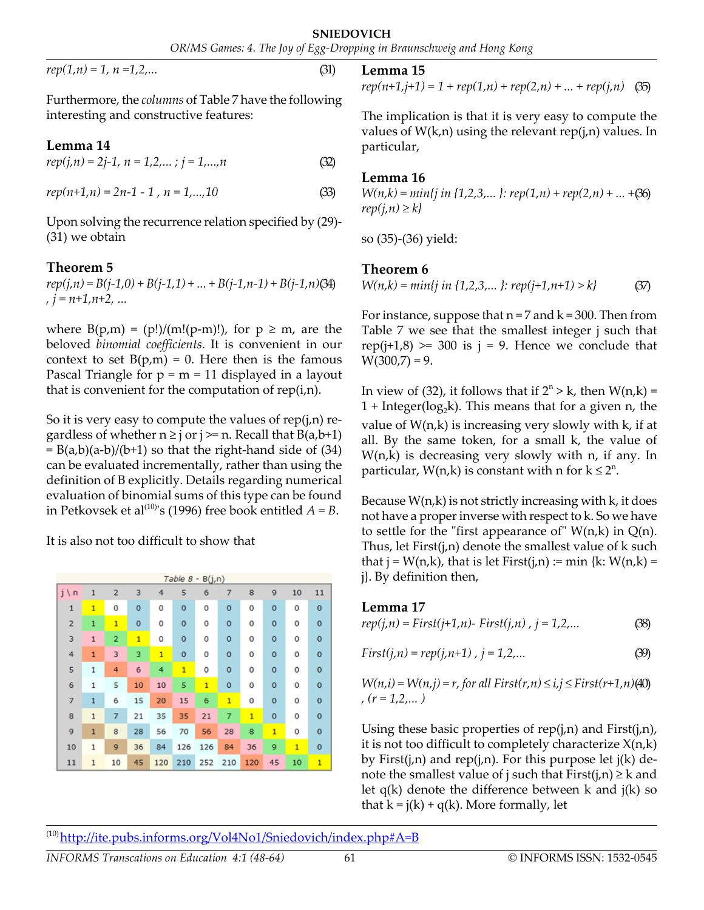$rep(1,n) = 1,\ n = 1,2,\ldots$ (31)

Furthermore, the *columns* of Table 7 have the following interesting and constructive features:

**Lemma 14**

$rep(j,n) = 2j\text{-}1,\ n = 1,2,\ldots;\ j = 1,\ldots,n$ (32)

$rep(n+1,n) = 2n\text{-}1 - 1,\ n = 1,\ldots,10$ (33)

Upon solving the recurrence relation specified by (29)-(31) we obtain

**Theorem 5**

$rep(j,n) = B(j\text{-}1,0) + B(j\text{-}1,1) + \ldots + B(j\text{-}1,n\text{-}1) + B(j\text{-}1,n)$ (34)
$,\ j = n+1,n+2,\ldots$

where $B(p,m) = (p!)/(m!(p\text{-}m)!)$, for $p \geq m$, are the beloved *binomial coefficients*. It is convenient in our context to set $B(p,m) = 0$. Here then is the famous Pascal Triangle for $p = m = 11$ displayed in a layout that is convenient for the computation of rep(i,n).

So it is very easy to compute the values of rep(j,n) regardless of whether $n \geq j$ or $j >= n$. Recall that $B(a,b+1) = B(a,b)(a\text{-}b)/(b+1)$ so that the right-hand side of (34) can be evaluated incrementally, rather than using the definition of B explicitly. Details regarding numerical evaluation of binomial sums of this type can be found in Petkovsek et al[10]'s (1996) free book entitled *A = B*.

It is also not too difficult to show that

Table 8 - B(j,n)

| j \ n | 1 | 2 | 3 | 4 | 5 | 6 | 7 | 8 | 9 | 10 | 11 |
|---|---|---|---|---|---|---|---|---|---|---|---|
| 1 | 1 | 0 | 0 | 0 | 0 | 0 | 0 | 0 | 0 | 0 | 0 |
| 2 | 1 | 1 | 0 | 0 | 0 | 0 | 0 | 0 | 0 | 0 | 0 |
| 3 | 1 | 2 | 1 | 0 | 0 | 0 | 0 | 0 | 0 | 0 | 0 |
| 4 | 1 | 3 | 3 | 1 | 0 | 0 | 0 | 0 | 0 | 0 | 0 |
| 5 | 1 | 4 | 6 | 4 | 1 | 0 | 0 | 0 | 0 | 0 | 0 |
| 6 | 1 | 5 | 10 | 10 | 5 | 1 | 0 | 0 | 0 | 0 | 0 |
| 7 | 1 | 6 | 15 | 20 | 15 | 6 | 1 | 0 | 0 | 0 | 0 |
| 8 | 1 | 7 | 21 | 35 | 35 | 21 | 7 | 1 | 0 | 0 | 0 |
| 9 | 1 | 8 | 28 | 56 | 70 | 56 | 28 | 8 | 1 | 0 | 0 |
| 10 | 1 | 9 | 36 | 84 | 126 | 126 | 84 | 36 | 9 | 1 | 0 |
| 11 | 1 | 10 | 45 | 120 | 210 | 252 | 210 | 120 | 45 | 10 | 1 |

**Lemma 15**

$rep(n+1,j+1) = 1 + rep(1,n) + rep(2,n) + \ldots + rep(j,n)$ (35)

The implication is that it is very easy to compute the values of W(k,n) using the relevant rep(j,n) values. In particular,

**Lemma 16**

$W(n,k) = \min\{j \text{ in } \{1,2,3,\ldots\}: rep(1,n) + rep(2,n) + \ldots + rep(j,n) \geq k\}$ (36)

so (35)-(36) yield:

**Theorem 6**

$W(n,k) = \min\{j \text{ in } \{1,2,3,\ldots\}: rep(j+1,n+1) > k\}$ (37)

For instance, suppose that $n = 7$ and $k = 300$. Then from Table 7 we see that the smallest integer j such that $rep(j+1,8) >= 300$ is $j = 9$. Hence we conclude that $W(300,7) = 9$.

In view of (32), it follows that if $2^n > k$, then $W(n,k) = 1 + \text{Integer}(\log_2 k)$. This means that for a given n, the value of W(n,k) is increasing very slowly with k, if at all. By the same token, for a small k, the value of W(n,k) is decreasing very slowly with n, if any. In particular, W(n,k) is constant with n for $k \leq 2^n$.

Because W(n,k) is not strictly increasing with k, it does not have a proper inverse with respect to k. So we have to settle for the "first appearance of" W(n,k) in Q(n). Thus, let First(j,n) denote the smallest value of k such that $j = W(n,k)$, that is let $First(j,n) := \min\{k: W(n,k) = j\}$. By definition then,

**Lemma 17**

$rep(j,n) = First(j+1,n) - First(j,n),\ j = 1,2,\ldots$ (38)

$First(j,n) = rep(j,n+1),\ j = 1,2,\ldots$ (39)

$W(n,i) = W(n,j) = r$, for all $First(r,n) \leq i,j \leq First(r+1,n)$ (40)
$,\ (r = 1,2,\ldots)$

Using these basic properties of rep(j,n) and First(j,n), it is not too difficult to completely characterize X(n,k) by First(j,n) and rep(j,n). For this purpose let j(k) denote the smallest value of j such that $First(j,n) \geq k$ and let q(k) denote the difference between k and j(k) so that $k = j(k) + q(k)$. More formally, let

[10] http://ite.pubs.informs.org/Vol4No1/Sniedovich/index.php#A=B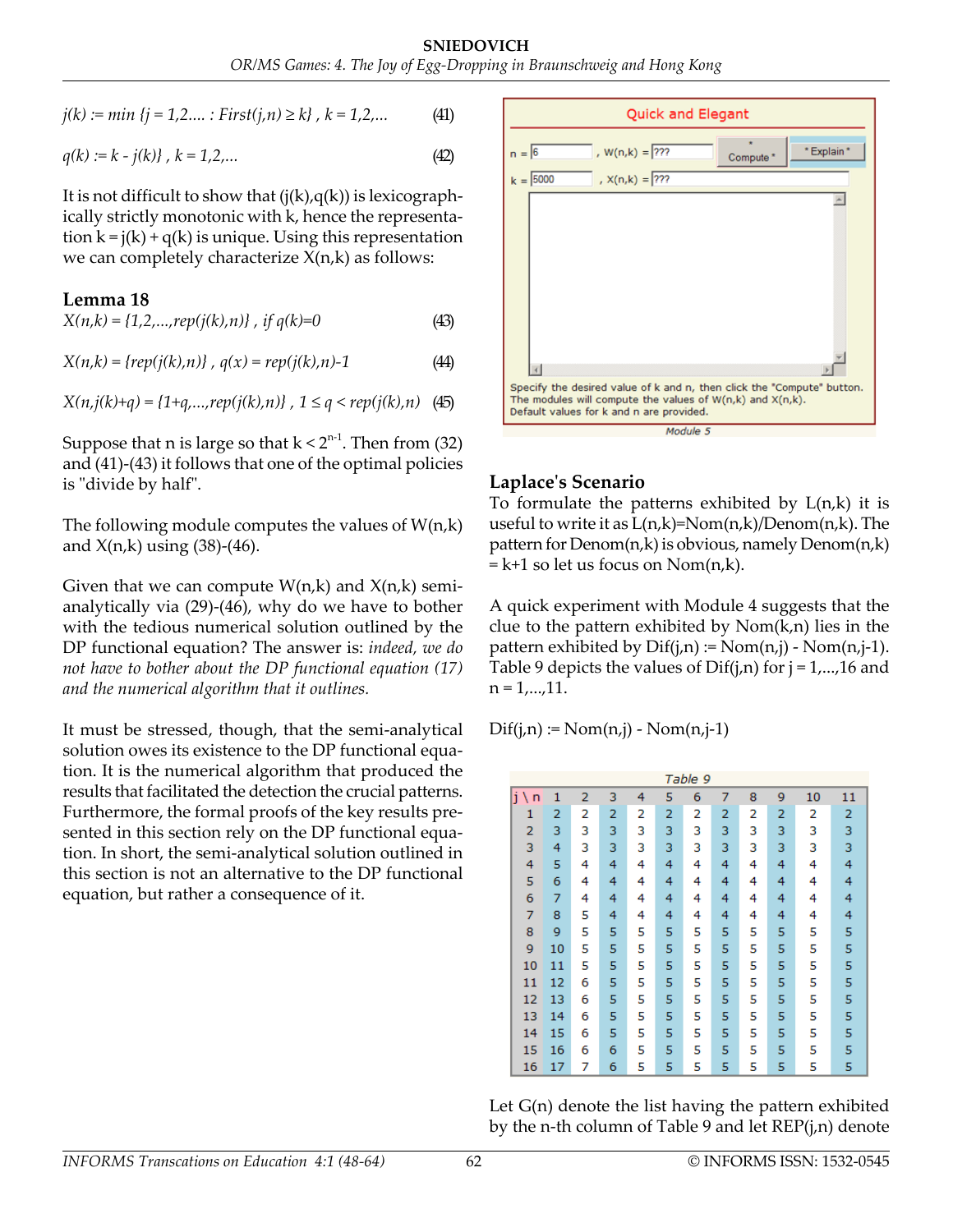$$j(k) := \min \{j = 1,2.... : First(j,n) \geq k\} \text{ , } k = 1,2,... \qquad (41)$$

$$q(k) := k - j(k)\} \text{ , } k = 1,2,... \qquad (42)$$

It is not difficult to show that (j(k),q(k)) is lexicographically strictly monotonic with k, hence the representation k = j(k) + q(k) is unique. Using this representation we can completely characterize X(n,k) as follows:

**Lemma 18**

$$X(n,k) = \{1,2,...,rep(j(k),n)\} \text{ , if } q(k)=0 \qquad (43)$$

$$X(n,k) = \{rep(j(k),n)\} \text{ , } q(x) = rep(j(k),n)-1 \qquad (44)$$

$$X(n,j(k)+q) = \{1+q,...,rep(j(k),n)\} \text{ , } 1 \leq q < rep(j(k),n) \qquad (45)$$

Suppose that n is large so that $k < 2^{n-1}$. Then from (32) and (41)-(43) it follows that one of the optimal policies is "divide by half".

The following module computes the values of W(n,k) and X(n,k) using (38)-(46).

Given that we can compute W(n,k) and X(n,k) semi-analytically via (29)-(46), why do we have to bother with the tedious numerical solution by the DP functional equation? The answer is: *indeed, we do not have to bother about the DP functional equation (17) and the numerical algorithm that it outlines.*

It must be stressed, though, that the semi-analytical solution owes its existence to the DP functional equation. It is the numerical algorithm that produced the results that facilitated the detection the crucial patterns. Furthermore, the formal proofs of the key results presented in this section rely on the DP functional equation. In short, the semi-analytical solution outlined in this section is not an alternative to the DP functional equation, but rather a consequence of it.

**Quick and Elegant**

n = 6 , W(n,k) = ??? [Compute] [Explain]

k = 5000 , X(n,k) = ???

Specify the desired value of k and n, then click the "Compute" button. The modules will compute the values of W(n,k) and X(n,k). Default values for k and n are provided.

Module 5

## Laplace's Scenario

To formulate the patterns exhibited by L(n,k) it is useful to write it as L(n,k)=Nom(n,k)/Denom(n,k). The pattern for Denom(n,k) is obvious, namely Denom(n,k) = k+1 so let us focus on Nom(n,k).

A quick experiment with Module 4 suggests that the clue to the pattern exhibited by Nom(k,n) lies in the pattern exhibited by Dif(j,n) := Nom(n,j) - Nom(n,j-1). Table 9 depicts the values of Dif(j,n) for j = 1,...,16 and n = 1,...,11.

Dif(j,n) := Nom(n,j) - Nom(n,j-1)

Table 9

| j \ n | 1 | 2 | 3 | 4 | 5 | 6 | 7 | 8 | 9 | 10 | 11 |
|---|---|---|---|---|---|---|---|---|---|---|---|
| 1 | 2 | 2 | 2 | 2 | 2 | 2 | 2 | 2 | 2 | 2 | 2 |
| 2 | 3 | 3 | 3 | 3 | 3 | 3 | 3 | 3 | 3 | 3 | 3 |
| 3 | 4 | 3 | 3 | 3 | 3 | 3 | 3 | 3 | 3 | 3 | 3 |
| 4 | 5 | 4 | 4 | 4 | 4 | 4 | 4 | 4 | 4 | 4 | 4 |
| 5 | 6 | 4 | 4 | 4 | 4 | 4 | 4 | 4 | 4 | 4 | 4 |
| 6 | 7 | 4 | 4 | 4 | 4 | 4 | 4 | 4 | 4 | 4 | 4 |
| 7 | 8 | 5 | 4 | 4 | 4 | 4 | 4 | 4 | 4 | 4 | 4 |
| 8 | 9 | 5 | 5 | 5 | 5 | 5 | 5 | 5 | 5 | 5 | 5 |
| 9 | 10 | 5 | 5 | 5 | 5 | 5 | 5 | 5 | 5 | 5 | 5 |
| 10 | 11 | 5 | 5 | 5 | 5 | 5 | 5 | 5 | 5 | 5 | 5 |
| 11 | 12 | 6 | 5 | 5 | 5 | 5 | 5 | 5 | 5 | 5 | 5 |
| 12 | 13 | 6 | 5 | 5 | 5 | 5 | 5 | 5 | 5 | 5 | 5 |
| 13 | 14 | 6 | 5 | 5 | 5 | 5 | 5 | 5 | 5 | 5 | 5 |
| 14 | 15 | 6 | 5 | 5 | 5 | 5 | 5 | 5 | 5 | 5 | 5 |
| 15 | 16 | 6 | 6 | 5 | 5 | 5 | 5 | 5 | 5 | 5 | 5 |
| 16 | 17 | 7 | 6 | 5 | 5 | 5 | 5 | 5 | 5 | 5 | 5 |

Let G(n) denote the list having the pattern exhibited by the n-th column of Table 9 and let REP(j,n) denote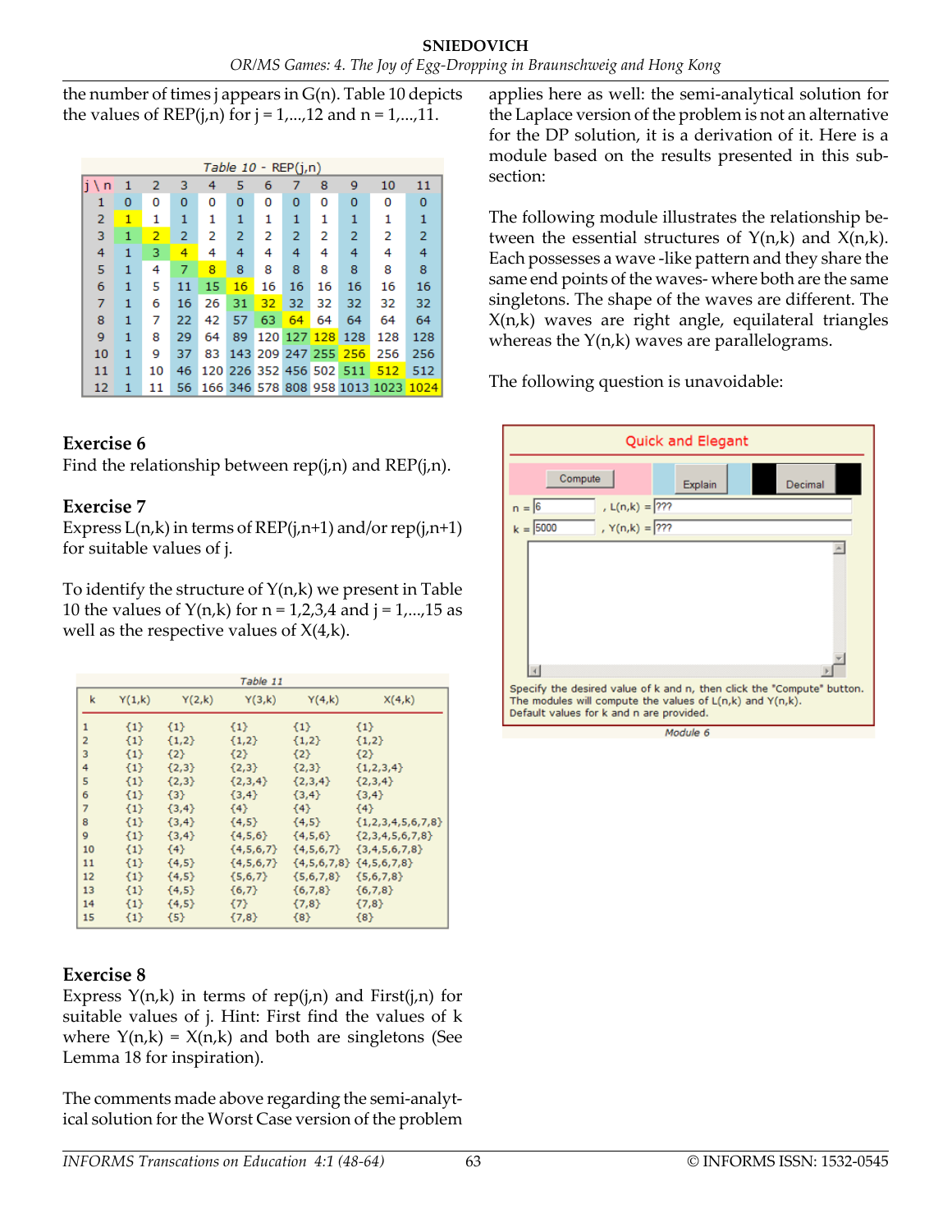the number of times j appears in G(n). Table 10 depicts the values of REP(j,n) for j = 1,...,12 and n = 1,...,11.

Table 10 - REP(j,n)

| j \ n | 1 | 2 | 3 | 4 | 5 | 6 | 7 | 8 | 9 | 10 | 11 |
|---|---|---|---|---|---|---|---|---|---|---|---|
| 1 | 0 | 0 | 0 | 0 | 0 | 0 | 0 | 0 | 0 | 0 | 0 |
| 2 | 1 | 1 | 1 | 1 | 1 | 1 | 1 | 1 | 1 | 1 | 1 |
| 3 | 1 | 2 | 2 | 2 | 2 | 2 | 2 | 2 | 2 | 2 | 2 |
| 4 | 1 | 3 | 4 | 4 | 4 | 4 | 4 | 4 | 4 | 4 | 4 |
| 5 | 1 | 4 | 7 | 8 | 8 | 8 | 8 | 8 | 8 | 8 | 8 |
| 6 | 1 | 5 | 11 | 15 | 16 | 16 | 16 | 16 | 16 | 16 | 16 |
| 7 | 1 | 6 | 16 | 26 | 31 | 32 | 32 | 32 | 32 | 32 | 32 |
| 8 | 1 | 7 | 22 | 42 | 57 | 63 | 64 | 64 | 64 | 64 | 64 |
| 9 | 1 | 8 | 29 | 64 | 89 | 120 | 127 | 128 | 128 | 128 | 128 |
| 10 | 1 | 9 | 37 | 83 | 143 | 209 | 247 | 255 | 256 | 256 | 256 |
| 11 | 1 | 10 | 46 | 120 | 226 | 352 | 456 | 502 | 511 | 512 | 512 |
| 12 | 1 | 11 | 56 | 166 | 346 | 578 | 808 | 958 | 1013 | 1023 | 1024 |

### Exercise 6

Find the relationship between rep(j,n) and REP(j,n).

### Exercise 7

Express L(n,k) in terms of REP(j,n+1) and/or rep(j,n+1) for suitable values of j.

To identify the structure of Y(n,k) we present in Table 10 the values of Y(n,k) for n = 1,2,3,4 and j = 1,...,15 as well as the respective values of X(4,k).

Table 11

| k | Y(1,k) | Y(2,k) | Y(3,k) | Y(4,k) | X(4,k) |
|---|---|---|---|---|---|
| 1 | {1} | {1} | {1} | {1} | {1} |
| 2 | {1} | {1,2} | {1,2} | {1,2} | {1,2} |
| 3 | {1} | {2} | {2} | {2} | {2} |
| 4 | {1} | {2,3} | {2,3} | {2,3} | {1,2,3,4} |
| 5 | {1} | {2,3} | {2,3,4} | {2,3,4} | {2,3,4} |
| 6 | {1} | {3} | {3,4} | {3,4} | {3,4} |
| 7 | {1} | {3,4} | {4} | {4} | {4} |
| 8 | {1} | {3,4} | {4,5} | {4,5} | {1,2,3,4,5,6,7,8} |
| 9 | {1} | {3,4} | {4,5,6} | {4,5,6} | {2,3,4,5,6,7,8} |
| 10 | {1} | {4} | {4,5,6,7} | {4,5,6,7} | {3,4,5,6,7,8} |
| 11 | {1} | {4,5} | {4,5,6,7} | {4,5,6,7,8} | {4,5,6,7,8} |
| 12 | {1} | {4,5} | {5,6,7} | {5,6,7,8} | {5,6,7,8} |
| 13 | {1} | {4,5} | {6,7} | {6,7,8} | {6,7,8} |
| 14 | {1} | {4,5} | {7} | {7,8} | {7,8} |
| 15 | {1} | {5} | {7,8} | {8} | {8} |

### Exercise 8

Express Y(n,k) in terms of rep(j,n) and First(j,n) for suitable values of j. Hint: First find the values of k where Y(n,k) = X(n,k) and both are singletons (See Lemma 18 for inspiration).

The comments made above regarding the semi-analytical solution for the Worst Case version of the problem applies here as well: the semi-analytical solution for the Laplace version of the problem is not an alternative for the DP solution, it is a derivation of it. Here is a module based on the results presented in this sub-section:

The following module illustrates the relationship between the essential structures of Y(n,k) and X(n,k). Each possesses a wave -like pattern and they share the same end points of the waves- where both are the same singletons. The shape of the waves are different. The X(n,k) waves are right angle, equilateral triangles whereas the Y(n,k) waves are parallelograms.

The following question is unavoidable:

Quick and Elegant

Compute | Explain | Decimal

n = 6 , L(n,k) = ???

k = 5000 , Y(n,k) = ???

Specify the desired value of k and n, then click the "Compute" button. The modules will compute the values of L(n,k) and Y(n,k). Default values for k and n are provided.

Module 6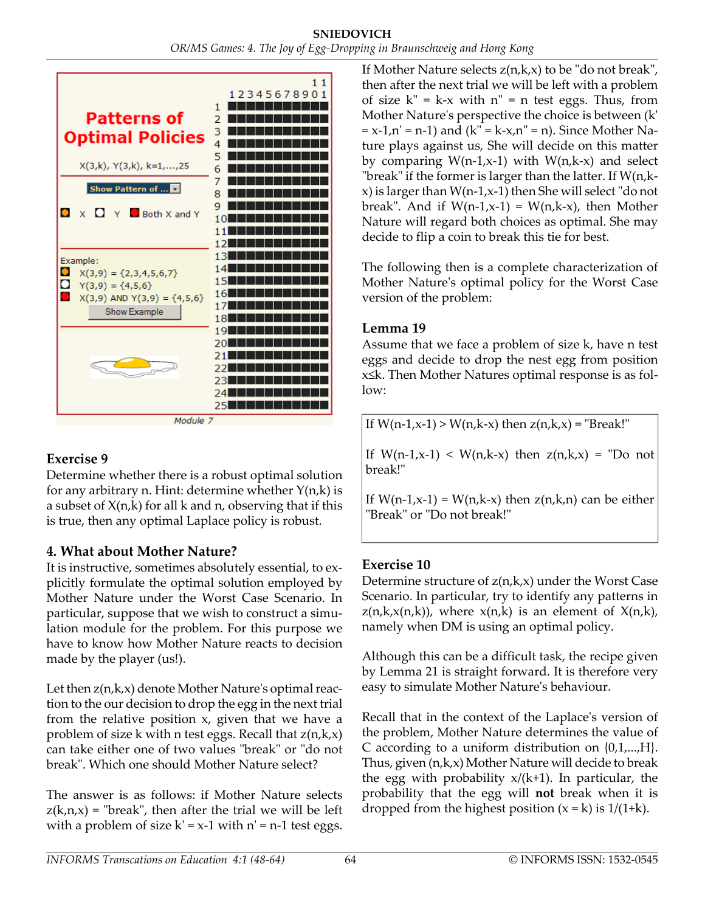Patterns of Optimal Policies

X(3,k), Y(3,k), k=1,...,25

Show Pattern of ...

X Y Both X and Y

Example:
X(3,9) = {2,3,4,5,6,7}
Y(3,9) = {4,5,6}
X(3,9) AND Y(3,9) = {4,5,6}
Show Example

1 2 3 4 5 6 7 8 9 10 11

1
2
3
4
5
6
7
8
9
10
11
12
13
14
15
16
17
18
19
20
21
22
23
24
25

Module 7

### Exercise 9

Determine whether there is a robust optimal solution for any arbitrary n. Hint: determine whether Y(n,k) is a subset of X(n,k) for all k and n, observing that if this is true, then any optimal Laplace policy is robust.

## 4. What about Mother Nature?

It is instructive, sometimes absolutely essential, to explicitly formulate the optimal solution employed by Mother Nature under the Worst Case Scenario. In particular, suppose that we wish to construct a simulation module for the problem. For this purpose we have to know how Mother Nature reacts to decision made by the player (us!).

Let then z(n,k,x) denote Mother Nature's optimal reaction to the our decision to drop the egg in the next trial from the relative position x, given that we have a problem of size k with n test eggs. Recall that z(n,k,x) can take either one of two values "break" or "do not break". Which one should Mother Nature select?

The answer is as follows: if Mother Nature selects z(k,n,x) = "break", then after the trial we will be left with a problem of size k' = x-1 with n' = n-1 test eggs. If Mother Nature selects z(n,k,x) to be "do not break", then after the next trial we will be left with a problem of size k" = k-x with n" = n test eggs. Thus, from Mother Nature's perspective the choice is between (k' = x-1,n' = n-1) and (k" = k-x,n" = n). Since Mother Nature plays against us, She will decide on this matter by comparing W(n-1,x-1) with W(n,k-x) and select "break" if the former is larger than the latter. If W(n,k-x) is larger than W(n-1,x-1) then She will select "do not break". And if W(n-1,x-1) = W(n,k-x), then Mother Nature will regard both choices as optimal. She may decide to flip a coin to break this tie for best.

The following then is a complete characterization of Mother Nature's optimal policy for the Worst Case version of the problem:

### Lemma 19

Assume that we face a problem of size k, have n test eggs and decide to drop the nest egg from position x≤k. Then Mother Natures optimal response is as follow:

> If W(n-1,x-1) > W(n,k-x) then z(n,k,x) = "Break!"
>
> If W(n-1,x-1) < W(n,k-x) then z(n,k,x) = "Do not break!"
>
> If W(n-1,x-1) = W(n,k-x) then z(n,k,n) can be either "Break" or "Do not break!"

### Exercise 10

Determine structure of z(n,k,x) under the Worst Case Scenario. In particular, try to identify any patterns in z(n,k,x(n,k)), where x(n,k) is an element of X(n,k), namely when DM is using an optimal policy.

Although this can be a difficult task, the recipe given by Lemma 21 is straight forward. It is therefore very easy to simulate Mother Nature's behaviour.

Recall that in the context of the Laplace's version of the problem, Mother Nature determines the value of C according to a uniform distribution on {0,1,...,H}. Thus, given (n,k,x) Mother Nature will decide to break the egg with probability x/(k+1). In particular, the probability that the egg will **not** break when it is dropped from the highest position (x = k) is 1/(1+k).